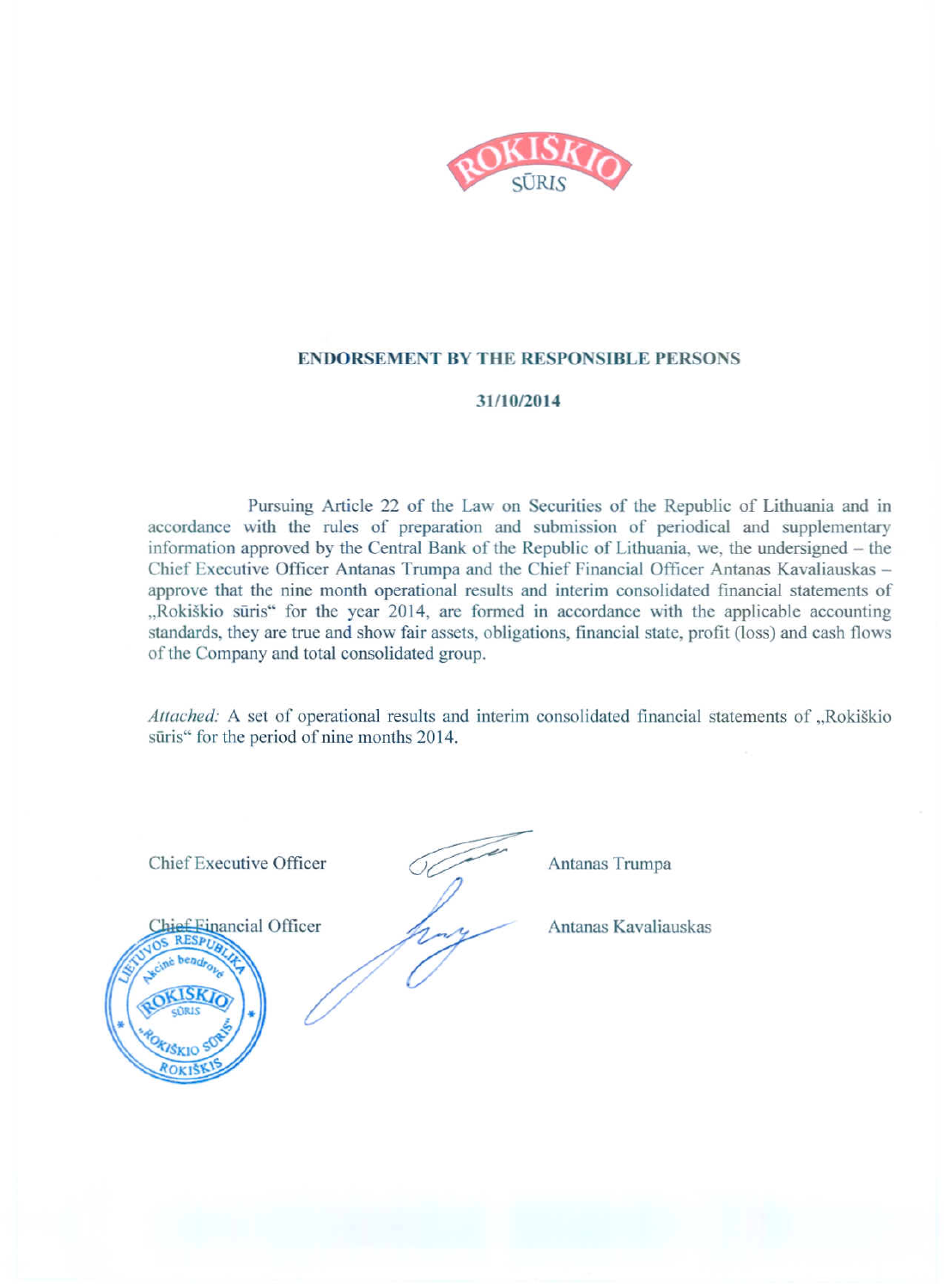ROKIŠKIO SŪRIS

## ENDORSEMENT BY THE RESPONSIBLE PERSONS

**31/10/2014**

Pursuing Article 22 of the Law on Securities of the Republic of Lithuania and in accordance with the rules of preparation and submission of periodical and supplementary information approved by the Central Bank of the Republic of Lithuania, we, the undersigned – the Chief Executive Officer Antanas Trumpa and the Chief Financial Officer Antanas Kavaliauskas – approve that the nine month operational results and interim consolidated financial statements of „Rokiškio sūris“ for the year 2014, are formed in accordance with the applicable accounting standards, they are true and show fair assets, obligations, financial state, profit (loss) and cash flows of the Company and total consolidated group.

*Attached:* A set of operational results and interim consolidated financial statements of „Rokiškio sūris“ for the period of nine months 2014.

Chief Executive Officer Antanas Trumpa

Chief Financial Officer Antanas Kavaliauskas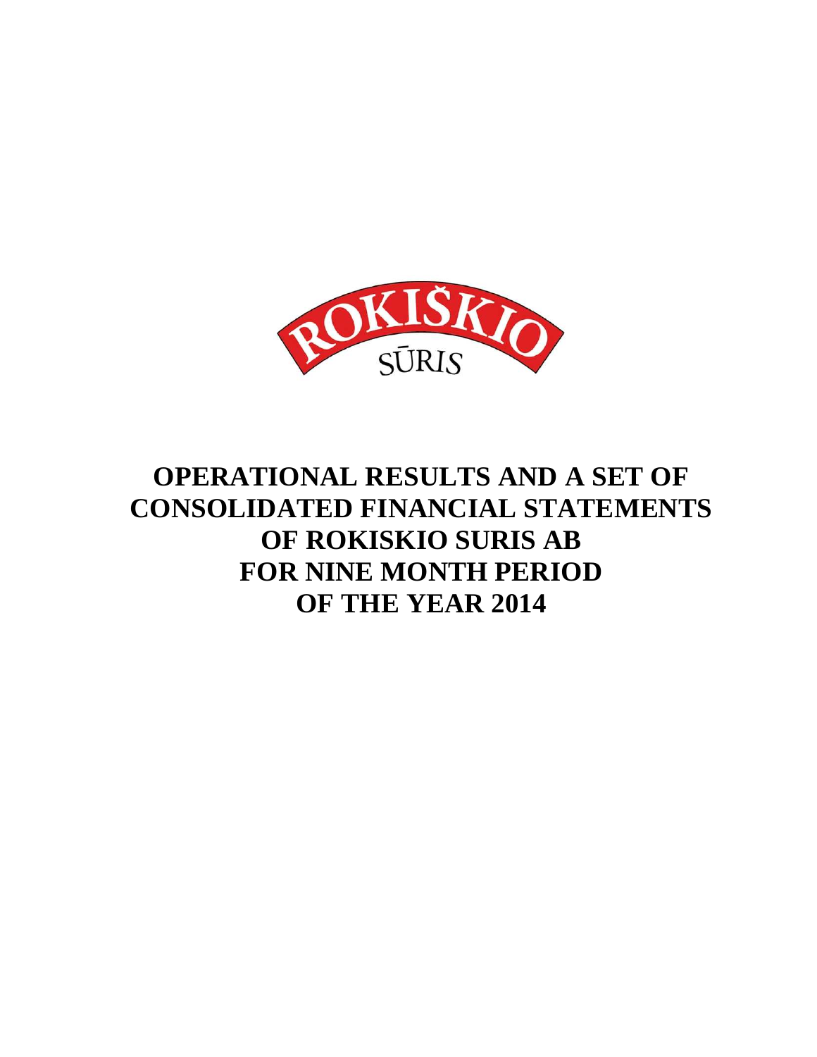# OPERATIONAL RESULTS AND A SET OF CONSOLIDATED FINANCIAL STATEMENTS OF ROKISKIO SURIS AB FOR NINE MONTH PERIOD OF THE YEAR 2014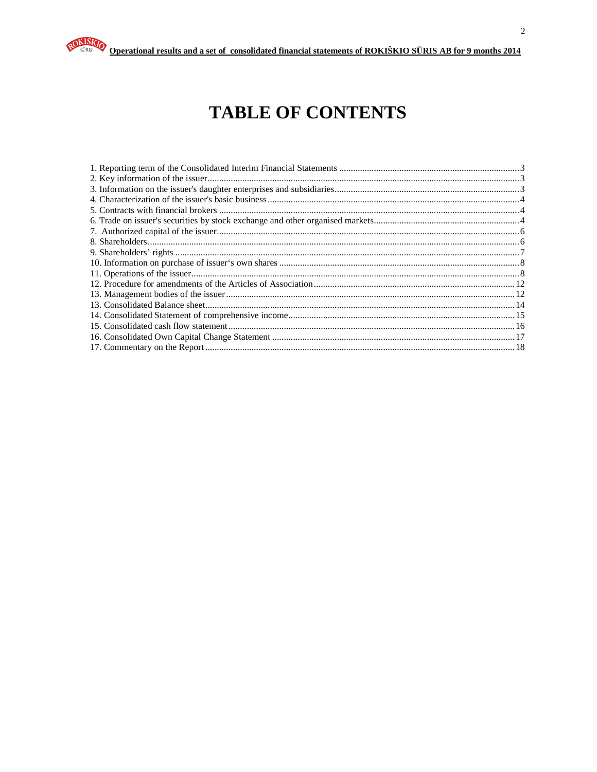# TABLE OF CONTENTS

1. Reporting term of the Consolidated Interim Financial Statements .......... 3
2. Key information of the issuer .......... 3
3. Information on the issuer's daughter enterprises and subsidiaries .......... 3
4. Characterization of the issuer's basic business .......... 4
5. Contracts with financial brokers .......... 4
6. Trade on issuer's securities by stock exchange and other organised markets .......... 4
7. Authorized capital of the issuer .......... 6
8. Shareholders .......... 6
9. Shareholders' rights .......... 7
10. Information on purchase of issuer's own shares .......... 8
11. Operations of the issuer .......... 8
12. Procedure for amendments of the Articles of Association .......... 12
13. Management bodies of the issuer .......... 12
13. Consolidated Balance sheet .......... 14
14. Consolidated Statement of comprehensive income .......... 15
15. Consolidated cash flow statement .......... 16
16. Consolidated Own Capital Change Statement .......... 17
17. Commentary on the Report .......... 18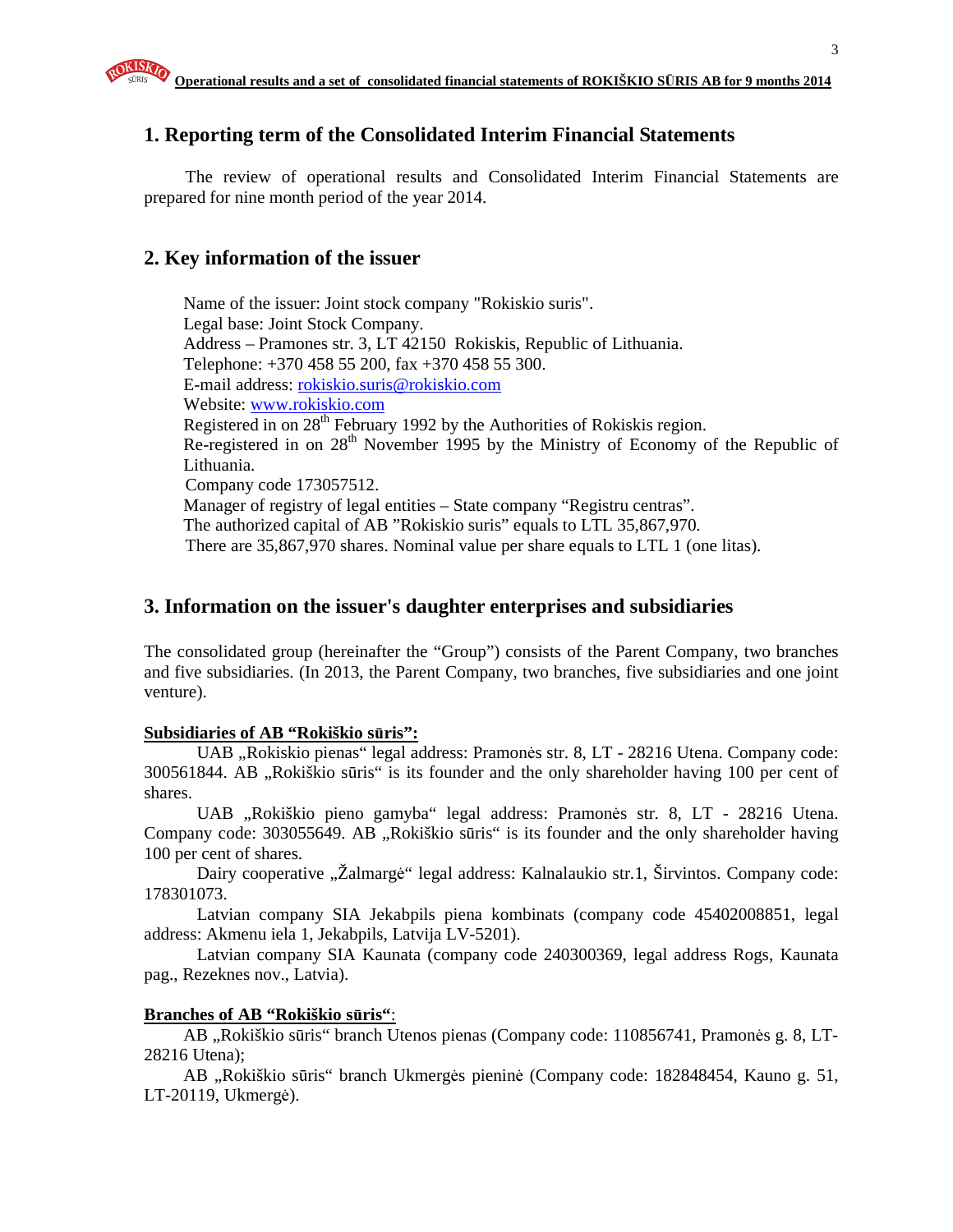## 1. Reporting term of the Consolidated Interim Financial Statements

The review of operational results and Consolidated Interim Financial Statements are prepared for nine month period of the year 2014.

## 2. Key information of the issuer

Name of the issuer: Joint stock company "Rokiskio suris".
Legal base: Joint Stock Company.
Address – Pramones str. 3, LT 42150 Rokiskis, Republic of Lithuania.
Telephone: +370 458 55 200, fax +370 458 55 300.
E-mail address: rokiskio.suris@rokiskio.com
Website: www.rokiskio.com
Registered in on 28th February 1992 by the Authorities of Rokiskis region.
Re-registered in on 28th November 1995 by the Ministry of Economy of the Republic of Lithuania.
Company code 173057512.
Manager of registry of legal entities – State company "Registru centras".
The authorized capital of AB "Rokiskio suris" equals to LTL 35,867,970.
There are 35,867,970 shares. Nominal value per share equals to LTL 1 (one litas).

## 3. Information on the issuer's daughter enterprises and subsidiaries

The consolidated group (hereinafter the "Group") consists of the Parent Company, two branches and five subsidiaries. (In 2013, the Parent Company, two branches, five subsidiaries and one joint venture).

**Subsidiaries of AB "Rokiškio sūris":**

UAB „Rokiskio pienas" legal address: Pramonės str. 8, LT - 28216 Utena. Company code: 300561844. AB „Rokiškio sūris" is its founder and the only shareholder having 100 per cent of shares.

UAB „Rokiškio pieno gamyba" legal address: Pramonės str. 8, LT - 28216 Utena. Company code: 303055649. AB „Rokiškio sūris" is its founder and the only shareholder having 100 per cent of shares.

Dairy cooperative „Žalmargė" legal address: Kalnalaukio str.1, Širvintos. Company code: 178301073.

Latvian company SIA Jekabpils piena kombinats (company code 45402008851, legal address: Akmenu iela 1, Jekabpils, Latvija LV-5201).

Latvian company SIA Kaunata (company code 240300369, legal address Rogs, Kaunata pag., Rezeknes nov., Latvia).

**Branches of AB "Rokiškio sūris"**:

AB „Rokiškio sūris" branch Utenos pienas (Company code: 110856741, Pramonės g. 8, LT-28216 Utena);

AB „Rokiškio sūris" branch Ukmergės pieninė (Company code: 182848454, Kauno g. 51, LT-20119, Ukmergė).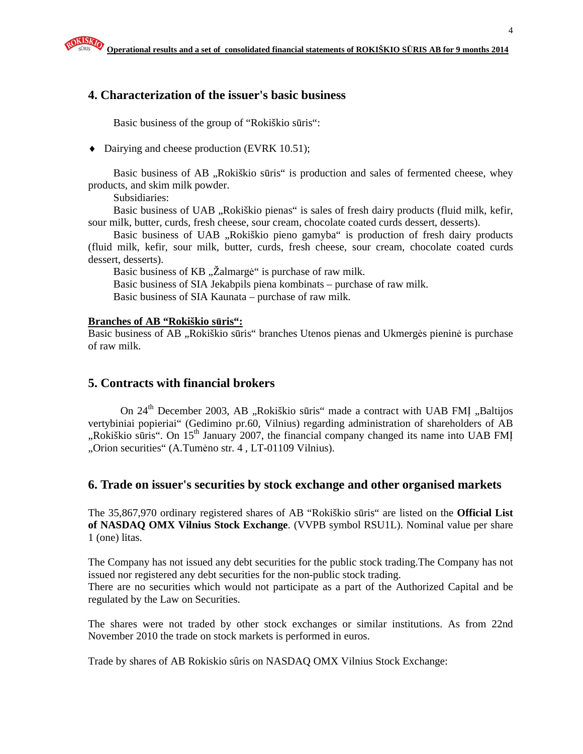## 4. Characterization of the issuer's basic business

Basic business of the group of "Rokiškio sūris":

- Dairying and cheese production (EVRK 10.51);

Basic business of AB „Rokiškio sūris" is production and sales of fermented cheese, whey products, and skim milk powder.

Subsidiaries:

Basic business of UAB „Rokiškio pienas" is sales of fresh dairy products (fluid milk, kefir, sour milk, butter, curds, fresh cheese, sour cream, chocolate coated curds dessert, desserts).

Basic business of UAB „Rokiškio pieno gamyba" is production of fresh dairy products (fluid milk, kefir, sour milk, butter, curds, fresh cheese, sour cream, chocolate coated curds dessert, desserts).

Basic business of KB „Žalmargė" is purchase of raw milk.

Basic business of SIA Jekabpils piena kombinats – purchase of raw milk.

Basic business of SIA Kaunata – purchase of raw milk.

**Branches of AB "Rokiškio sūris":**

Basic business of AB „Rokiškio sūris" branches Utenos pienas and Ukmergės pieninė is purchase of raw milk.

## 5. Contracts with financial brokers

On 24th December 2003, AB „Rokiškio sūris" made a contract with UAB FMĮ „Baltijos vertybiniai popieriai" (Gedimino pr.60, Vilnius) regarding administration of shareholders of AB „Rokiškio sūris". On 15th January 2007, the financial company changed its name into UAB FMĮ „Orion securities" (A.Tumėno str. 4 , LT-01109 Vilnius).

## 6. Trade on issuer's securities by stock exchange and other organised markets

The 35,867,970 ordinary registered shares of AB "Rokiškio sūris" are listed on the **Official List of NASDAQ OMX Vilnius Stock Exchange**. (VVPB symbol RSU1L). Nominal value per share 1 (one) litas.

The Company has not issued any debt securities for the public stock trading.The Company has not issued nor registered any debt securities for the non-public stock trading.

There are no securities which would not participate as a part of the Authorized Capital and be regulated by the Law on Securities.

The shares were not traded by other stock exchanges or similar institutions. As from 22nd November 2010 the trade on stock markets is performed in euros.

Trade by shares of AB Rokiskio sûris on NASDAQ OMX Vilnius Stock Exchange: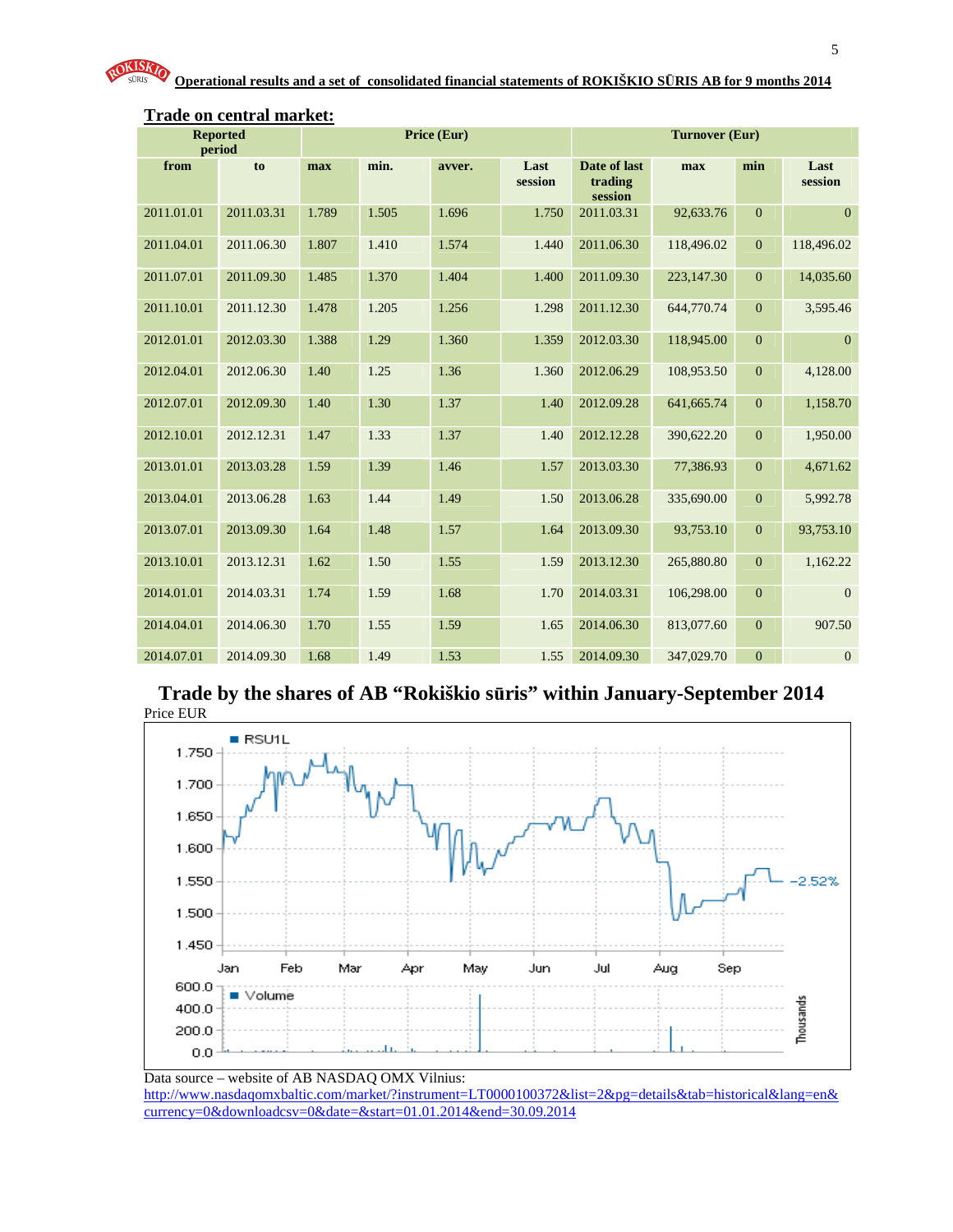## Trade on central market:

| Reported period | | Price (Eur) | | | | Turnover (Eur) | | | |
|---|---|---|---|---|---|---|---|---|---|
| from | to | max | min. | avver. | Last session | Date of last trading session | max | min | Last session |
| 2011.01.01 | 2011.03.31 | 1.789 | 1.505 | 1.696 | 1.750 | 2011.03.31 | 92,633.76 | 0 | 0 |
| 2011.04.01 | 2011.06.30 | 1.807 | 1.410 | 1.574 | 1.440 | 2011.06.30 | 118,496.02 | 0 | 118,496.02 |
| 2011.07.01 | 2011.09.30 | 1.485 | 1.370 | 1.404 | 1.400 | 2011.09.30 | 223,147.30 | 0 | 14,035.60 |
| 2011.10.01 | 2011.12.30 | 1.478 | 1.205 | 1.256 | 1.298 | 2011.12.30 | 644,770.74 | 0 | 3,595.46 |
| 2012.01.01 | 2012.03.30 | 1.388 | 1.29 | 1.360 | 1.359 | 2012.03.30 | 118,945.00 | 0 | 0 |
| 2012.04.01 | 2012.06.30 | 1.40 | 1.25 | 1.36 | 1.360 | 2012.06.29 | 108,953.50 | 0 | 4,128.00 |
| 2012.07.01 | 2012.09.30 | 1.40 | 1.30 | 1.37 | 1.40 | 2012.09.28 | 641,665.74 | 0 | 1,158.70 |
| 2012.10.01 | 2012.12.31 | 1.47 | 1.33 | 1.37 | 1.40 | 2012.12.28 | 390,622.20 | 0 | 1,950.00 |
| 2013.01.01 | 2013.03.28 | 1.59 | 1.39 | 1.46 | 1.57 | 2013.03.30 | 77,386.93 | 0 | 4,671.62 |
| 2013.04.01 | 2013.06.28 | 1.63 | 1.44 | 1.49 | 1.50 | 2013.06.28 | 335,690.00 | 0 | 5,992.78 |
| 2013.07.01 | 2013.09.30 | 1.64 | 1.48 | 1.57 | 1.64 | 2013.09.30 | 93,753.10 | 0 | 93,753.10 |
| 2013.10.01 | 2013.12.31 | 1.62 | 1.50 | 1.55 | 1.59 | 2013.12.30 | 265,880.80 | 0 | 1,162.22 |
| 2014.01.01 | 2014.03.31 | 1.74 | 1.59 | 1.68 | 1.70 | 2014.03.31 | 106,298.00 | 0 | 0 |
| 2014.04.01 | 2014.06.30 | 1.70 | 1.55 | 1.59 | 1.65 | 2014.06.30 | 813,077.60 | 0 | 907.50 |
| 2014.07.01 | 2014.09.30 | 1.68 | 1.49 | 1.53 | 1.55 | 2014.09.30 | 347,029.70 | 0 | 0 |

## Trade by the shares of AB "Rokiškio sūris" within January-September 2014

Price EUR

Data source – website of AB NASDAQ OMX Vilnius:
http://www.nasdaqomxbaltic.com/market/?instrument=LT0000100372&list=2&pg=details&tab=historical&lang=en&currency=0&downloadcsv=0&date=&start=01.01.2014&end=30.09.2014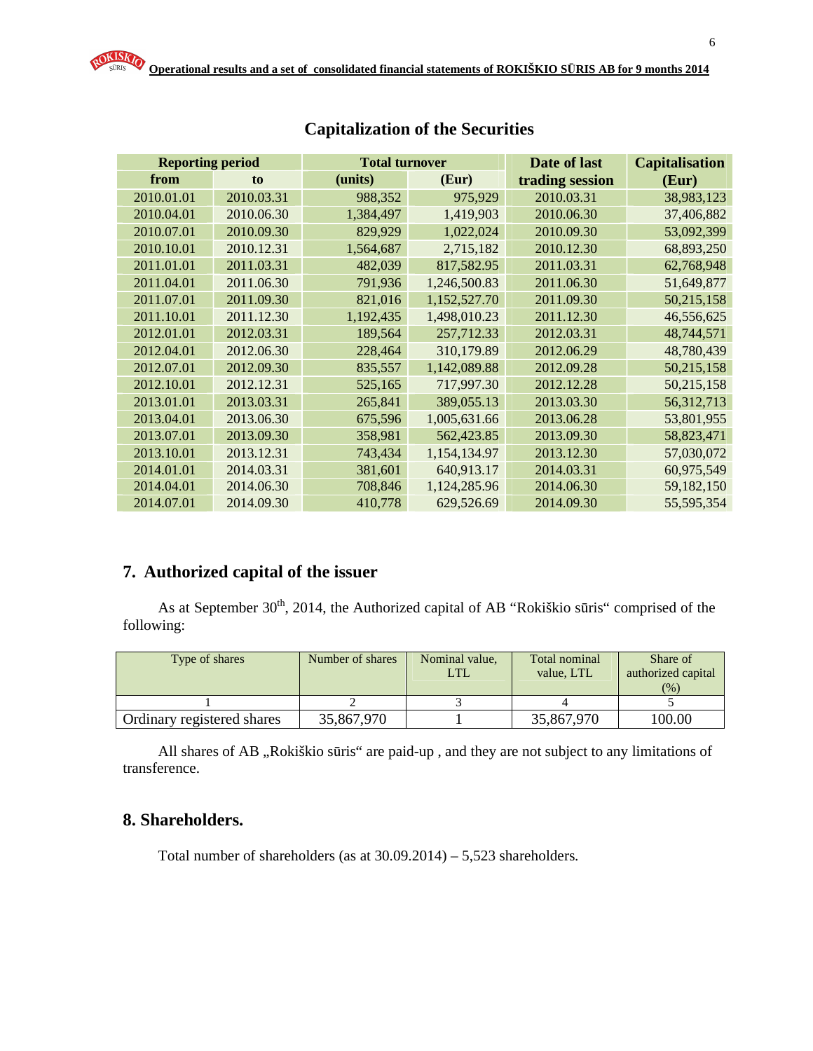## Capitalization of the Securities

| Reporting period | | Total turnover | | Date of last trading session | Capitalisation (Eur) |
|---|---|---|---|---|---|
| from | to | (units) | (Eur) | | |
| 2010.01.01 | 2010.03.31 | 988,352 | 975,929 | 2010.03.31 | 38,983,123 |
| 2010.04.01 | 2010.06.30 | 1,384,497 | 1,419,903 | 2010.06.30 | 37,406,882 |
| 2010.07.01 | 2010.09.30 | 829,929 | 1,022,024 | 2010.09.30 | 53,092,399 |
| 2010.10.01 | 2010.12.31 | 1,564,687 | 2,715,182 | 2010.12.30 | 68,893,250 |
| 2011.01.01 | 2011.03.31 | 482,039 | 817,582.95 | 2011.03.31 | 62,768,948 |
| 2011.04.01 | 2011.06.30 | 791,936 | 1,246,500.83 | 2011.06.30 | 51,649,877 |
| 2011.07.01 | 2011.09.30 | 821,016 | 1,152,527.70 | 2011.09.30 | 50,215,158 |
| 2011.10.01 | 2011.12.30 | 1,192,435 | 1,498,010.23 | 2011.12.30 | 46,556,625 |
| 2012.01.01 | 2012.03.31 | 189,564 | 257,712.33 | 2012.03.31 | 48,744,571 |
| 2012.04.01 | 2012.06.30 | 228,464 | 310,179.89 | 2012.06.29 | 48,780,439 |
| 2012.07.01 | 2012.09.30 | 835,557 | 1,142,089.88 | 2012.09.28 | 50,215,158 |
| 2012.10.01 | 2012.12.31 | 525,165 | 717,997.30 | 2012.12.28 | 50,215,158 |
| 2013.01.01 | 2013.03.31 | 265,841 | 389,055.13 | 2013.03.30 | 56,312,713 |
| 2013.04.01 | 2013.06.30 | 675,596 | 1,005,631.66 | 2013.06.28 | 53,801,955 |
| 2013.07.01 | 2013.09.30 | 358,981 | 562,423.85 | 2013.09.30 | 58,823,471 |
| 2013.10.01 | 2013.12.31 | 743,434 | 1,154,134.97 | 2013.12.30 | 57,030,072 |
| 2014.01.01 | 2014.03.31 | 381,601 | 640,913.17 | 2014.03.31 | 60,975,549 |
| 2014.04.01 | 2014.06.30 | 708,846 | 1,124,285.96 | 2014.06.30 | 59,182,150 |
| 2014.07.01 | 2014.09.30 | 410,778 | 629,526.69 | 2014.09.30 | 55,595,354 |

## 7. Authorized capital of the issuer

As at September 30th, 2014, the Authorized capital of AB "Rokiškio sūris" comprised of the following:

| Type of shares | Number of shares | Nominal value, LTL | Total nominal value, LTL | Share of authorized capital (%) |
|---|---|---|---|---|
| 1 | 2 | 3 | 4 | 5 |
| Ordinary registered shares | 35,867,970 | 1 | 35,867,970 | 100.00 |

All shares of AB „Rokiškio sūris“ are paid-up , and they are not subject to any limitations of transference.

## 8. Shareholders.

Total number of shareholders (as at 30.09.2014) – 5,523 shareholders.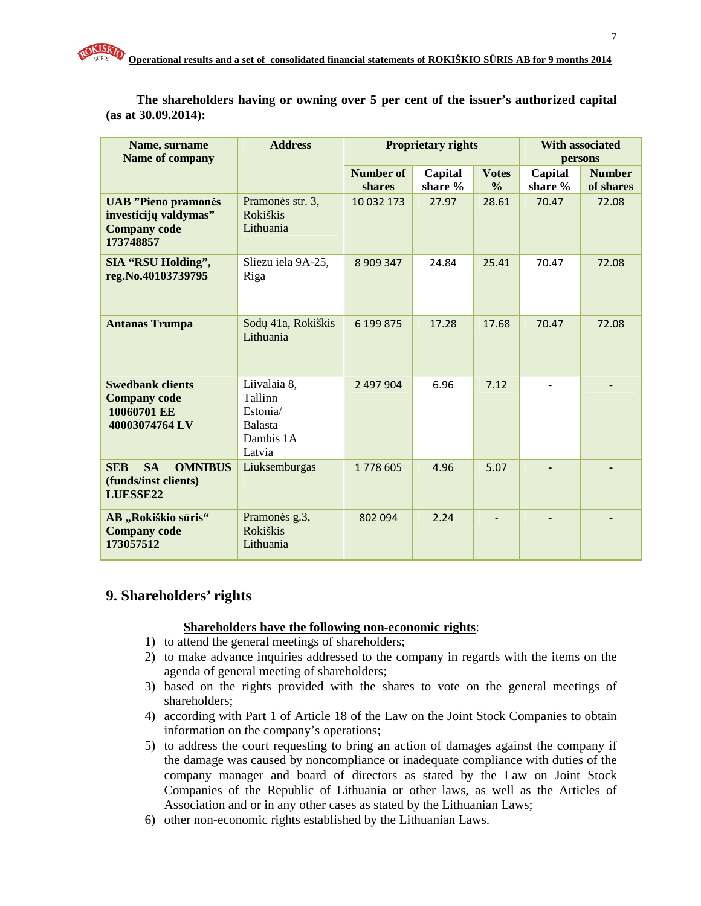**The shareholders having or owning over 5 per cent of the issuer's authorized capital (as at 30.09.2014):**

| Name, surname Name of company | Address | Proprietary rights | | | With associated persons | |
|---|---|---|---|---|---|---|
| | | Number of shares | Capital share % | Votes % | Capital share % | Number of shares |
| **UAB "Pieno pramonės investicijų valdymas" Company code 173748857** | Pramonės str. 3, Rokiškis Lithuania | 10 032 173 | 27.97 | 28.61 | 70.47 | 72.08 |
| **SIA "RSU Holding", reg.No.40103739795** | Sliezu iela 9A-25, Riga | 8 909 347 | 24.84 | 25.41 | 70.47 | 72.08 |
| **Antanas Trumpa** | Sodų 41a, Rokiškis Lithuania | 6 199 875 | 17.28 | 17.68 | 70.47 | 72.08 |
| **Swedbank clients Company code 10060701 EE 40003074764 LV** | Liivalaia 8, Tallinn Estonia/ Balasta Dambis 1A Latvia | 2 497 904 | 6.96 | 7.12 | - | - |
| **SEB SA OMNIBUS (funds/inst clients) LUESSE22** | Liuksemburgas | 1 778 605 | 4.96 | 5.07 | - | - |
| **AB „Rokiškio sūris" Company code 173057512** | Pramonės g.3, Rokiškis Lithuania | 802 094 | 2.24 | - | - | - |

## 9. Shareholders' rights

**Shareholders have the following non-economic rights**:

1) to attend the general meetings of shareholders;
2) to make advance inquiries addressed to the company in regards with the items on the agenda of general meeting of shareholders;
3) based on the rights provided with the shares to vote on the general meetings of shareholders;
4) according with Part 1 of Article 18 of the Law on the Joint Stock Companies to obtain information on the company's operations;
5) to address the court requesting to bring an action of damages against the company if the damage was caused by noncompliance or inadequate compliance with duties of the company manager and board of directors as stated by the Law on Joint Stock Companies of the Republic of Lithuania or other laws, as well as the Articles of Association and or in any other cases as stated by the Lithuanian Laws;
6) other non-economic rights established by the Lithuanian Laws.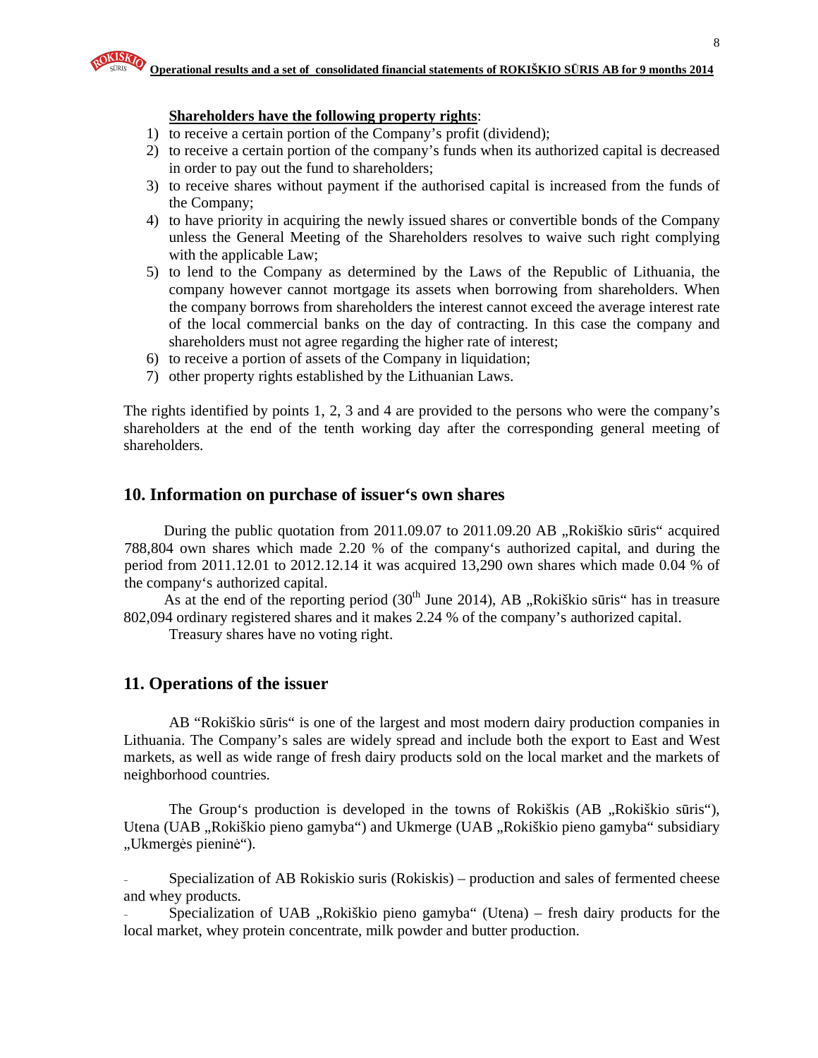**Shareholders have the following property rights**:

1) to receive a certain portion of the Company's profit (dividend);
2) to receive a certain portion of the company's funds when its authorized capital is decreased in order to pay out the fund to shareholders;
3) to receive shares without payment if the authorised capital is increased from the funds of the Company;
4) to have priority in acquiring the newly issued shares or convertible bonds of the Company unless the General Meeting of the Shareholders resolves to waive such right complying with the applicable Law;
5) to lend to the Company as determined by the Laws of the Republic of Lithuania, the company however cannot mortgage its assets when borrowing from shareholders. When the company borrows from shareholders the interest cannot exceed the average interest rate of the local commercial banks on the day of contracting. In this case the company and shareholders must not agree regarding the higher rate of interest;
6) to receive a portion of assets of the Company in liquidation;
7) other property rights established by the Lithuanian Laws.

The rights identified by points 1, 2, 3 and 4 are provided to the persons who were the company's shareholders at the end of the tenth working day after the corresponding general meeting of shareholders.

## 10. Information on purchase of issuer's own shares

During the public quotation from 2011.09.07 to 2011.09.20 AB „Rokiškio sūris" acquired 788,804 own shares which made 2.20 % of the company's authorized capital, and during the period from 2011.12.01 to 2012.12.14 it was acquired 13,290 own shares which made 0.04 % of the company's authorized capital.

As at the end of the reporting period (30th June 2014), AB „Rokiškio sūris" has in treasure 802,094 ordinary registered shares and it makes 2.24 % of the company's authorized capital.

Treasury shares have no voting right.

## 11. Operations of the issuer

AB "Rokiškio sūris" is one of the largest and most modern dairy production companies in Lithuania. The Company's sales are widely spread and include both the export to East and West markets, as well as wide range of fresh dairy products sold on the local market and the markets of neighborhood countries.

The Group's production is developed in the towns of Rokiškis (AB „Rokiškio sūris"), Utena (UAB „Rokiškio pieno gamyba") and Ukmerge (UAB „Rokiškio pieno gamyba" subsidiary „Ukmergės pieninė").

- Specialization of AB Rokiskio suris (Rokiskis) – production and sales of fermented cheese and whey products.
- Specialization of UAB „Rokiškio pieno gamyba" (Utena) – fresh dairy products for the local market, whey protein concentrate, milk powder and butter production.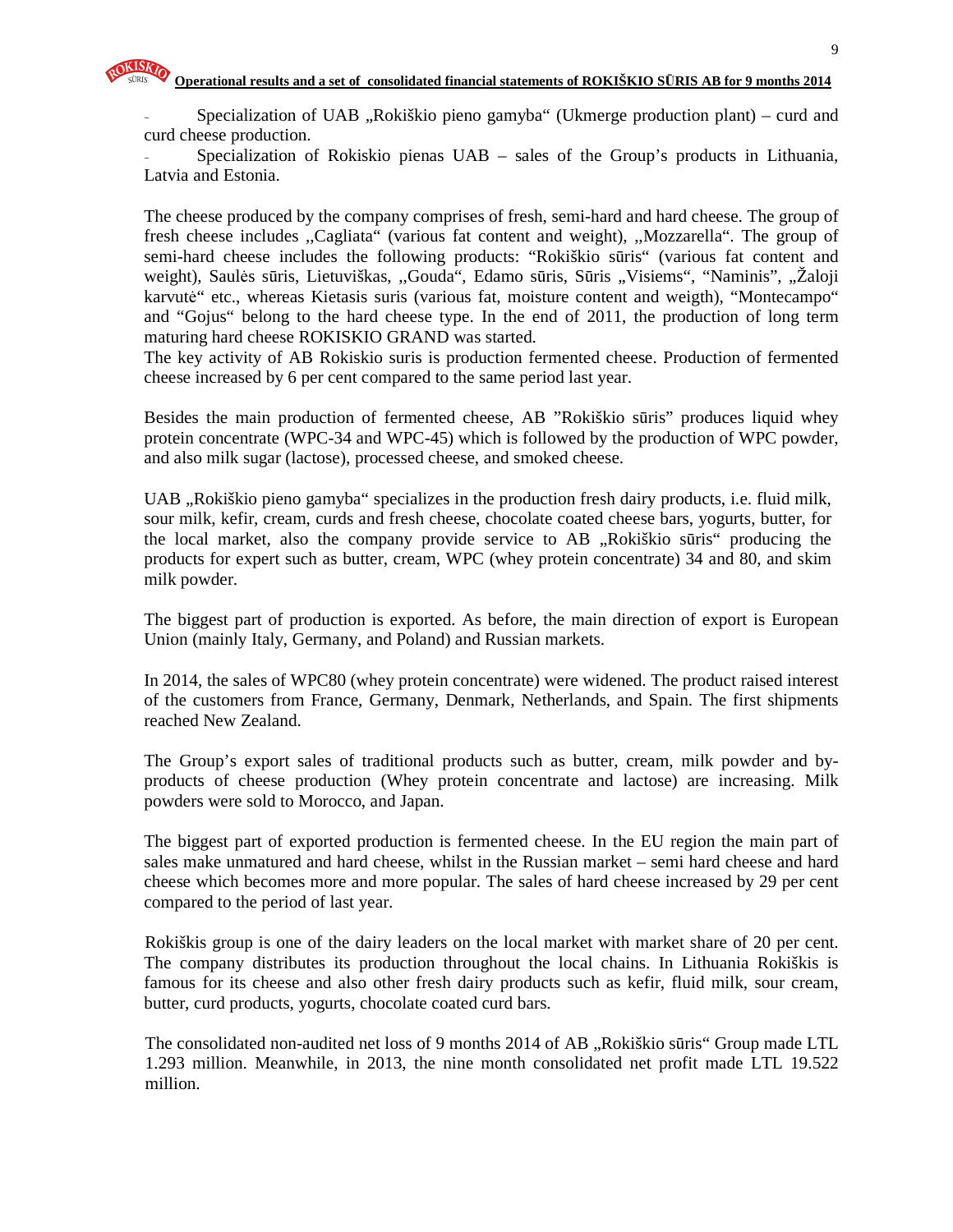- Specialization of UAB „Rokiškio pieno gamyba“ (Ukmerge production plant) – curd and curd cheese production.
- Specialization of Rokiskio pienas UAB – sales of the Group's products in Lithuania, Latvia and Estonia.

The cheese produced by the company comprises of fresh, semi-hard and hard cheese. The group of fresh cheese includes „Cagliata“ (various fat content and weight), „Mozzarella“. The group of semi-hard cheese includes the following products: "Rokiškio sūris" (various fat content and weight), Saulės sūris, Lietuviškas, „Gouda“, Edamo sūris, Sūris „Visiems“, "Naminis", „Žaloji karvutė“ etc., whereas Kietasis suris (various fat, moisture content and weigth), "Montecampo" and "Gojus" belong to the hard cheese type. In the end of 2011, the production of long term maturing hard cheese ROKISKIO GRAND was started.

The key activity of AB Rokiskio suris is production fermented cheese. Production of fermented cheese increased by 6 per cent compared to the same period last year.

Besides the main production of fermented cheese, AB "Rokiškio sūris" produces liquid whey protein concentrate (WPC-34 and WPC-45) which is followed by the production of WPC powder, and also milk sugar (lactose), processed cheese, and smoked cheese.

UAB „Rokiškio pieno gamyba“ specializes in the production fresh dairy products, i.e. fluid milk, sour milk, kefir, cream, curds and fresh cheese, chocolate coated cheese bars, yogurts, butter, for the local market, also the company provide service to AB „Rokiškio sūris“ producing the products for expert such as butter, cream, WPC (whey protein concentrate) 34 and 80, and skim milk powder.

The biggest part of production is exported. As before, the main direction of export is European Union (mainly Italy, Germany, and Poland) and Russian markets.

In 2014, the sales of WPC80 (whey protein concentrate) were widened. The product raised interest of the customers from France, Germany, Denmark, Netherlands, and Spain. The first shipments reached New Zealand.

The Group's export sales of traditional products such as butter, cream, milk powder and by-products of cheese production (Whey protein concentrate and lactose) are increasing. Milk powders were sold to Morocco, and Japan.

The biggest part of exported production is fermented cheese. In the EU region the main part of sales make unmatured and hard cheese, whilst in the Russian market – semi hard cheese and hard cheese which becomes more and more popular. The sales of hard cheese increased by 29 per cent compared to the period of last year.

Rokiškis group is one of the dairy leaders on the local market with market share of 20 per cent. The company distributes its production throughout the local chains. In Lithuania Rokiškis is famous for its cheese and also other fresh dairy products such as kefir, fluid milk, sour cream, butter, curd products, yogurts, chocolate coated curd bars.

The consolidated non-audited net loss of 9 months 2014 of AB „Rokiškio sūris“ Group made LTL 1.293 million. Meanwhile, in 2013, the nine month consolidated net profit made LTL 19.522 million.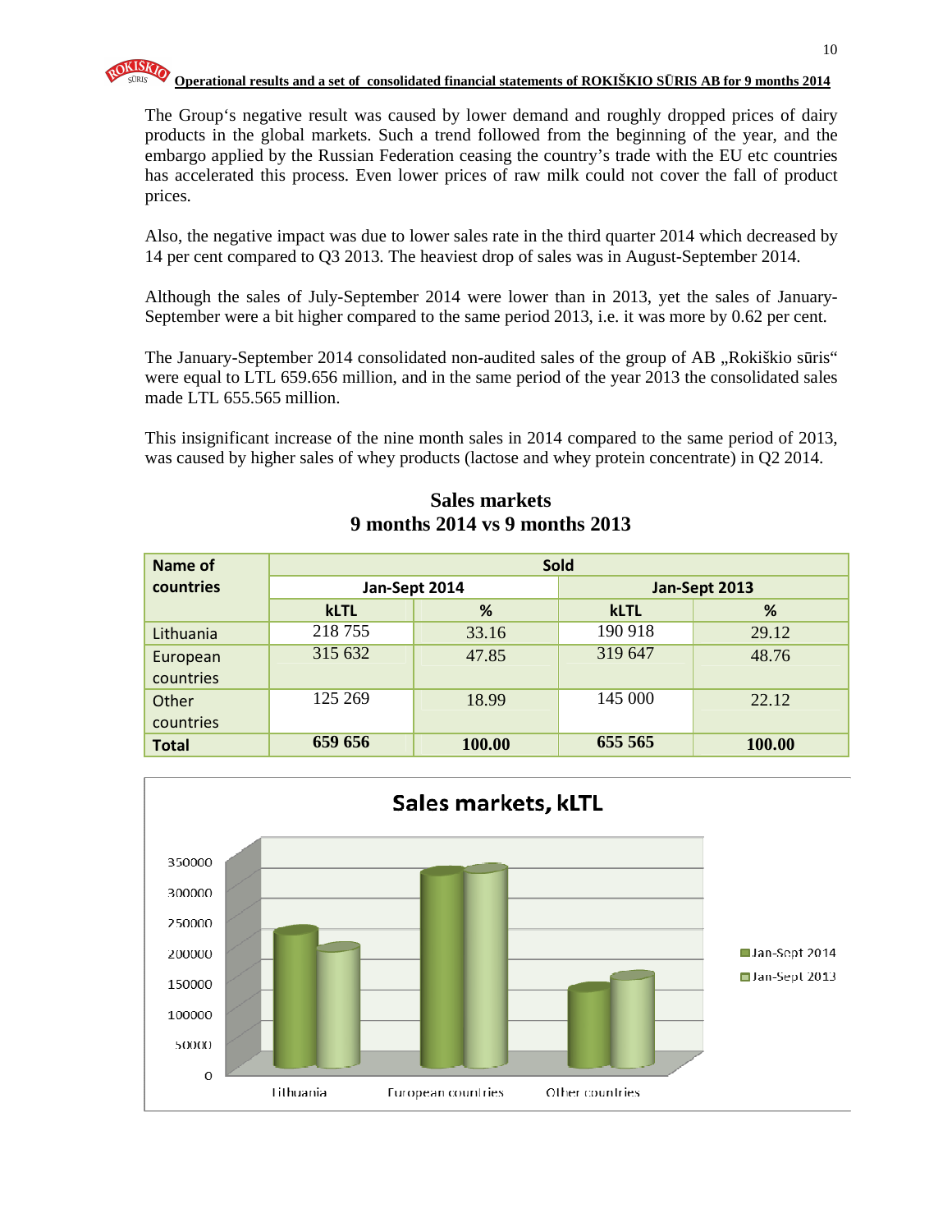The Group's negative result was caused by lower demand and roughly dropped prices of dairy products in the global markets. Such a trend followed from the beginning of the year, and the embargo applied by the Russian Federation ceasing the country's trade with the EU etc countries has accelerated this process. Even lower prices of raw milk could not cover the fall of product prices.

Also, the negative impact was due to lower sales rate in the third quarter 2014 which decreased by 14 per cent compared to Q3 2013. The heaviest drop of sales was in August-September 2014.

Although the sales of July-September 2014 were lower than in 2013, yet the sales of January-September were a bit higher compared to the same period 2013, i.e. it was more by 0.62 per cent.

The January-September 2014 consolidated non-audited sales of the group of AB „Rokiškio sūris" were equal to LTL 659.656 million, and in the same period of the year 2013 the consolidated sales made LTL 655.565 million.

This insignificant increase of the nine month sales in 2014 compared to the same period of 2013, was caused by higher sales of whey products (lactose and whey protein concentrate) in Q2 2014.

## Sales markets
## 9 months 2014 vs 9 months 2013

| Name of countries | Sold | | | |
|---|---|---|---|---|
| | Jan-Sept 2014 | | Jan-Sept 2013 | |
| | kLTL | % | kLTL | % |
| Lithuania | 218 755 | 33.16 | 190 918 | 29.12 |
| European countries | 315 632 | 47.85 | 319 647 | 48.76 |
| Other countries | 125 269 | 18.99 | 145 000 | 22.12 |
| **Total** | **659 656** | **100.00** | **655 565** | **100.00** |

**Sales markets, kLTL**

| | Lithuania | European countries | Other countries |
|---|---|---|---|
| Jan-Sept 2014 | 218755 | 315632 | 125269 |
| Jan-Sept 2013 | 190918 | 319647 | 145000 |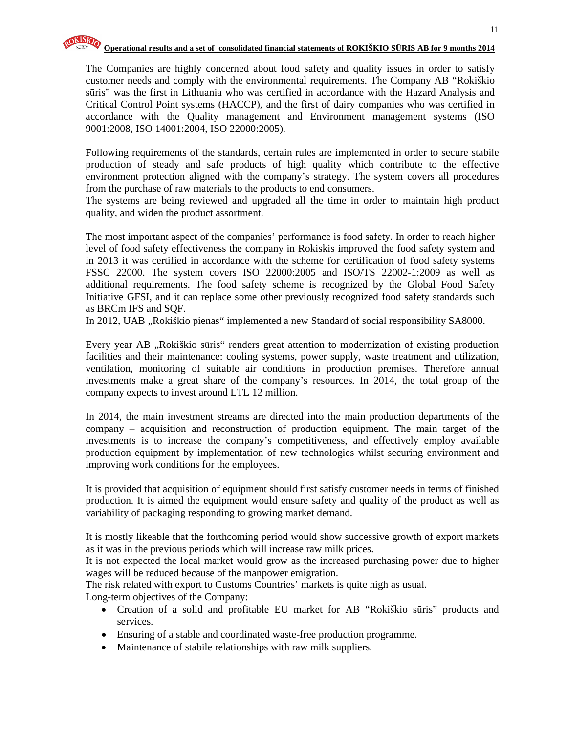The Companies are highly concerned about food safety and quality issues in order to satisfy customer needs and comply with the environmental requirements. The Company AB "Rokiškio sūris" was the first in Lithuania who was certified in accordance with the Hazard Analysis and Critical Control Point systems (HACCP), and the first of dairy companies who was certified in accordance with the Quality management and Environment management systems (ISO 9001:2008, ISO 14001:2004, ISO 22000:2005).

Following requirements of the standards, certain rules are implemented in order to secure stabile production of steady and safe products of high quality which contribute to the effective environment protection aligned with the company's strategy. The system covers all procedures from the purchase of raw materials to the products to end consumers.
The systems are being reviewed and upgraded all the time in order to maintain high product quality, and widen the product assortment.

The most important aspect of the companies' performance is food safety. In order to reach higher level of food safety effectiveness the company in Rokiskis improved the food safety system and in 2013 it was certified in accordance with the scheme for certification of food safety systems FSSC 22000. The system covers ISO 22000:2005 and ISO/TS 22002-1:2009 as well as additional requirements. The food safety scheme is recognized by the Global Food Safety Initiative GFSI, and it can replace some other previously recognized food safety standards such as BRCm IFS and SQF.
In 2012, UAB „Rokiškio pienas" implemented a new Standard of social responsibility SA8000.

Every year AB „Rokiškio sūris" renders great attention to modernization of existing production facilities and their maintenance: cooling systems, power supply, waste treatment and utilization, ventilation, monitoring of suitable air conditions in production premises. Therefore annual investments make a great share of the company's resources. In 2014, the total group of the company expects to invest around LTL 12 million.

In 2014, the main investment streams are directed into the main production departments of the company – acquisition and reconstruction of production equipment. The main target of the investments is to increase the company's competitiveness, and effectively employ available production equipment by implementation of new technologies whilst securing environment and improving work conditions for the employees.

It is provided that acquisition of equipment should first satisfy customer needs in terms of finished production. It is aimed the equipment would ensure safety and quality of the product as well as variability of packaging responding to growing market demand.

It is mostly likeable that the forthcoming period would show successive growth of export markets as it was in the previous periods which will increase raw milk prices.
It is not expected the local market would grow as the increased purchasing power due to higher wages will be reduced because of the manpower emigration.
The risk related with export to Customs Countries' markets is quite high as usual.
Long-term objectives of the Company:

- Creation of a solid and profitable EU market for AB "Rokiškio sūris" products and services.
- Ensuring of a stable and coordinated waste-free production programme.
- Maintenance of stabile relationships with raw milk suppliers.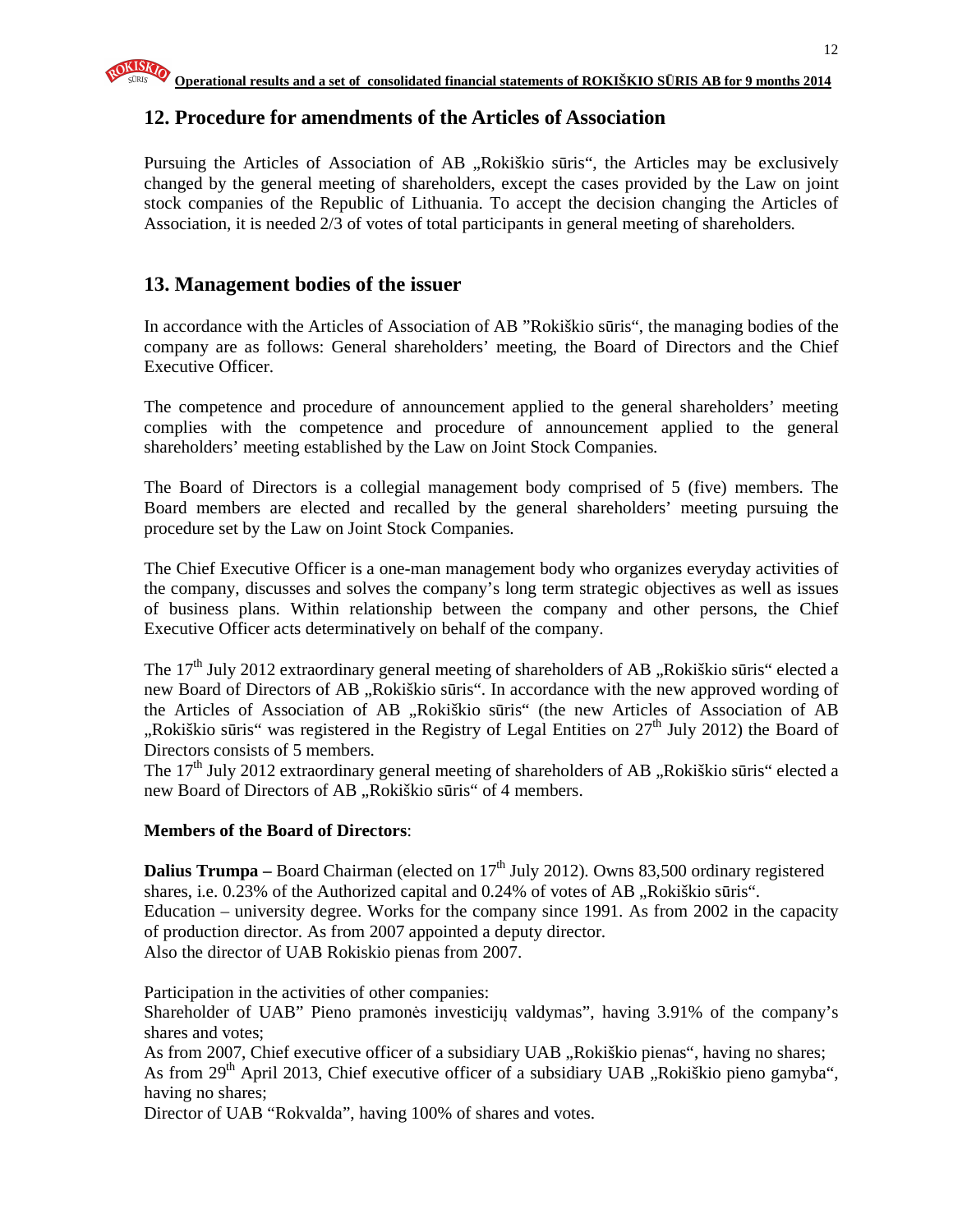## 12. Procedure for amendments of the Articles of Association

Pursuing the Articles of Association of AB „Rokiškio sūris", the Articles may be exclusively changed by the general meeting of shareholders, except the cases provided by the Law on joint stock companies of the Republic of Lithuania. To accept the decision changing the Articles of Association, it is needed 2/3 of votes of total participants in general meeting of shareholders.

## 13. Management bodies of the issuer

In accordance with the Articles of Association of AB "Rokiškio sūris", the managing bodies of the company are as follows: General shareholders' meeting, the Board of Directors and the Chief Executive Officer.

The competence and procedure of announcement applied to the general shareholders' meeting complies with the competence and procedure of announcement applied to the general shareholders' meeting established by the Law on Joint Stock Companies.

The Board of Directors is a collegial management body comprised of 5 (five) members. The Board members are elected and recalled by the general shareholders' meeting pursuing the procedure set by the Law on Joint Stock Companies.

The Chief Executive Officer is a one-man management body who organizes everyday activities of the company, discusses and solves the company's long term strategic objectives as well as issues of business plans. Within relationship between the company and other persons, the Chief Executive Officer acts determinatively on behalf of the company.

The 17th July 2012 extraordinary general meeting of shareholders of AB „Rokiškio sūris" elected a new Board of Directors of AB „Rokiškio sūris". In accordance with the new approved wording of the Articles of Association of AB „Rokiškio sūris" (the new Articles of Association of AB „Rokiškio sūris" was registered in the Registry of Legal Entities on 27th July 2012) the Board of Directors consists of 5 members.
The 17th July 2012 extraordinary general meeting of shareholders of AB „Rokiškio sūris" elected a new Board of Directors of AB „Rokiškio sūris" of 4 members.

**Members of the Board of Directors**:

**Dalius Trumpa –** Board Chairman (elected on 17th July 2012). Owns 83,500 ordinary registered shares, i.e. 0.23% of the Authorized capital and 0.24% of votes of AB „Rokiškio sūris".
Education – university degree. Works for the company since 1991. As from 2002 in the capacity of production director. As from 2007 appointed a deputy director.
Also the director of UAB Rokiskio pienas from 2007.

Participation in the activities of other companies:
Shareholder of UAB" Pieno pramonės investicijų valdymas", having 3.91% of the company's shares and votes;
As from 2007, Chief executive officer of a subsidiary UAB „Rokiškio pienas", having no shares;
As from 29th April 2013, Chief executive officer of a subsidiary UAB „Rokiškio pieno gamyba", having no shares;
Director of UAB "Rokvalda", having 100% of shares and votes.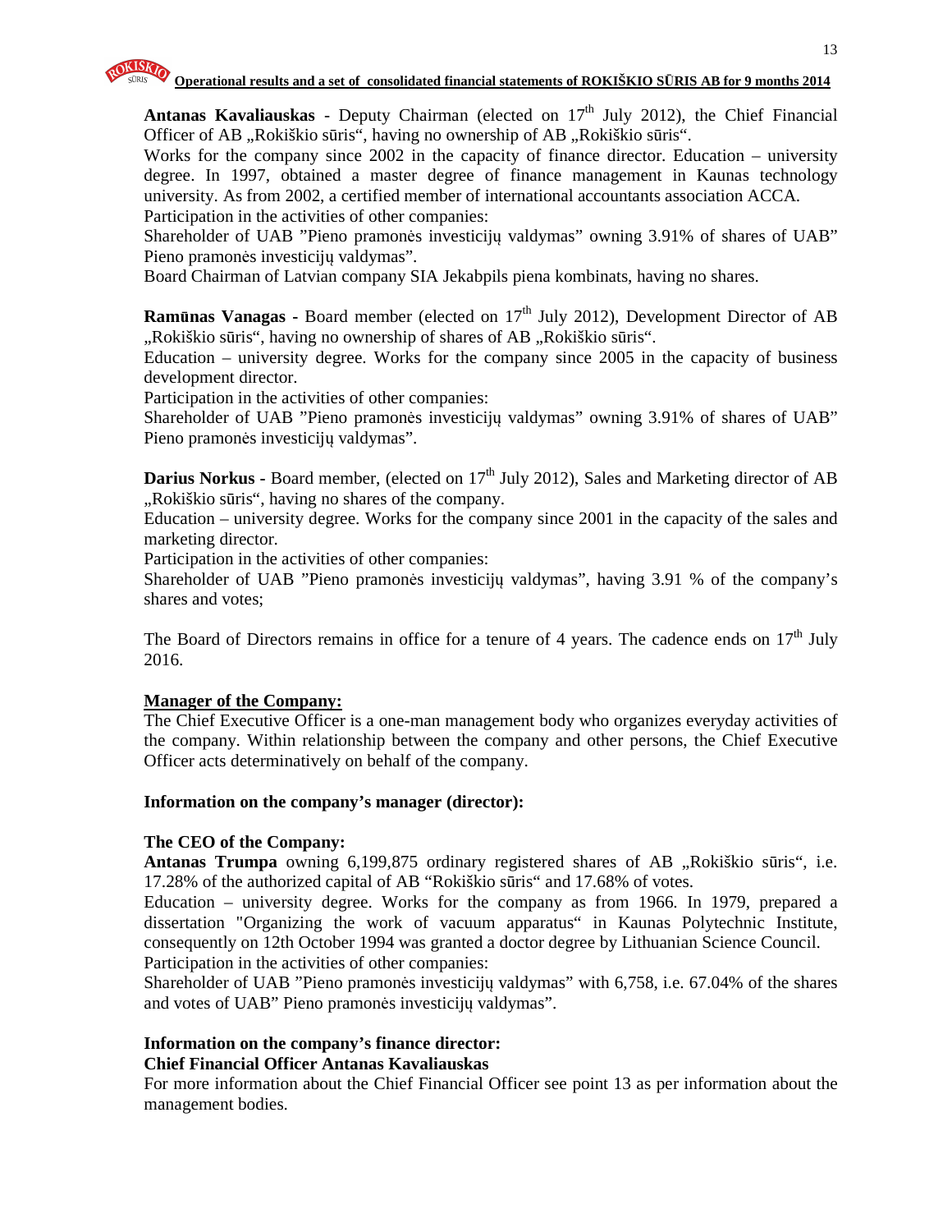**Antanas Kavaliauskas** - Deputy Chairman (elected on 17th July 2012), the Chief Financial Officer of AB „Rokiškio sūris", having no ownership of AB „Rokiškio sūris".
Works for the company since 2002 in the capacity of finance director. Education – university degree. In 1997, obtained a master degree of finance management in Kaunas technology university. As from 2002, a certified member of international accountants association ACCA.
Participation in the activities of other companies:
Shareholder of UAB "Pieno pramonės investicijų valdymas" owning 3.91% of shares of UAB" Pieno pramonės investicijų valdymas".
Board Chairman of Latvian company SIA Jekabpils piena kombinats, having no shares.

**Ramūnas Vanagas** - Board member (elected on 17th July 2012), Development Director of AB „Rokiškio sūris", having no ownership of shares of AB „Rokiškio sūris".
Education – university degree. Works for the company since 2005 in the capacity of business development director.
Participation in the activities of other companies:
Shareholder of UAB "Pieno pramonės investicijų valdymas" owning 3.91% of shares of UAB" Pieno pramonės investicijų valdymas".

**Darius Norkus** - Board member, (elected on 17th July 2012), Sales and Marketing director of AB „Rokiškio sūris", having no shares of the company.
Education – university degree. Works for the company since 2001 in the capacity of the sales and marketing director.
Participation in the activities of other companies:
Shareholder of UAB "Pieno pramonės investicijų valdymas", having 3.91 % of the company's shares and votes;

The Board of Directors remains in office for a tenure of 4 years. The cadence ends on 17th July 2016.

**Manager of the Company:**
The Chief Executive Officer is a one-man management body who organizes everyday activities of the company. Within relationship between the company and other persons, the Chief Executive Officer acts determinatively on behalf of the company.

**Information on the company's manager (director):**

**The CEO of the Company:**
**Antanas Trumpa** owning 6,199,875 ordinary registered shares of AB „Rokiškio sūris", i.e. 17.28% of the authorized capital of AB "Rokiškio sūris" and 17.68% of votes.
Education – university degree. Works for the company as from 1966. In 1979, prepared a dissertation "Organizing the work of vacuum apparatus" in Kaunas Polytechnic Institute, consequently on 12th October 1994 was granted a doctor degree by Lithuanian Science Council.
Participation in the activities of other companies:
Shareholder of UAB "Pieno pramonės investicijų valdymas" with 6,758, i.e. 67.04% of the shares and votes of UAB" Pieno pramonės investicijų valdymas".

**Information on the company's finance director:**
**Chief Financial Officer Antanas Kavaliauskas**
For more information about the Chief Financial Officer see point 13 as per information about the management bodies.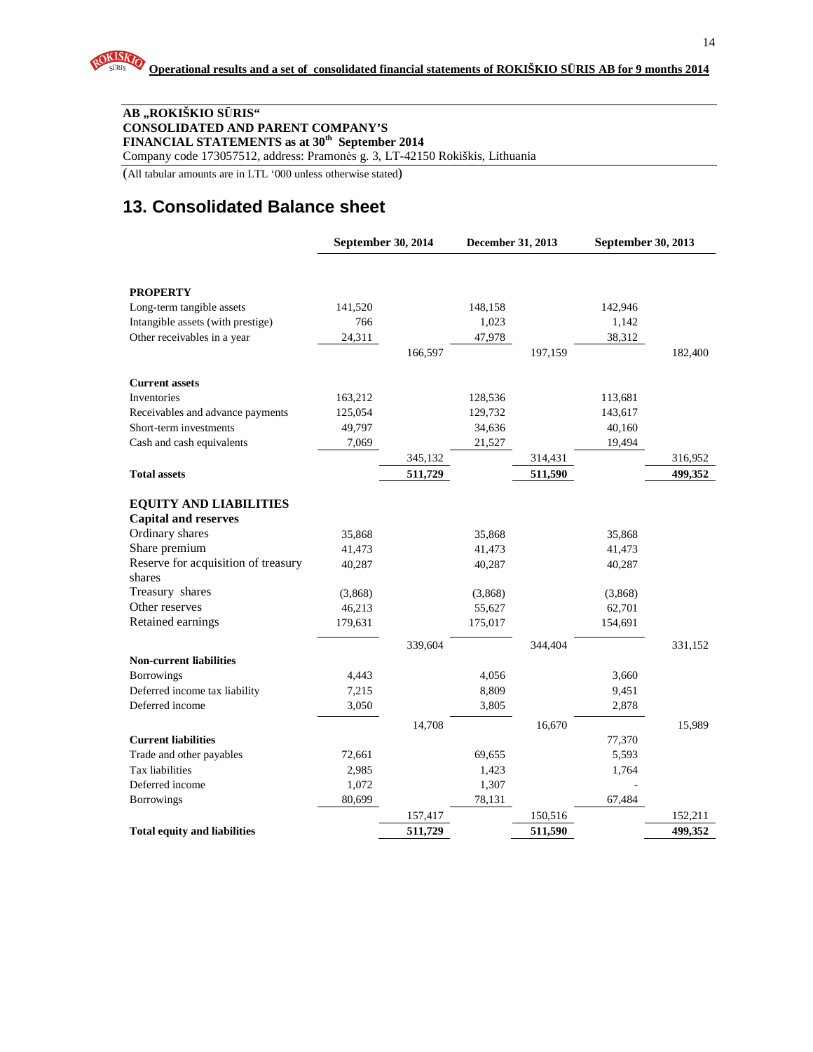**AB „ROKIŠKIO SŪRIS“**
**CONSOLIDATED AND PARENT COMPANY’S**
**FINANCIAL STATEMENTS as at 30th September 2014**
Company code 173057512, address: Pramonės g. 3, LT-42150 Rokiškis, Lithuania

(All tabular amounts are in LTL ‘000 unless otherwise stated)

# 13. Consolidated Balance sheet

| | September 30, 2014 | | December 31, 2013 | | September 30, 2013 | |
|---|---|---|---|---|---|---|
| **PROPERTY** | | | | | | |
| Long-term tangible assets | 141,520 | | 148,158 | | 142,946 | |
| Intangible assets (with prestige) | 766 | | 1,023 | | 1,142 | |
| Other receivables in a year | 24,311 | | 47,978 | | 38,312 | |
| | | 166,597 | | 197,159 | | 182,400 |
| **Current assets** | | | | | | |
| Inventories | 163,212 | | 128,536 | | 113,681 | |
| Receivables and advance payments | 125,054 | | 129,732 | | 143,617 | |
| Short-term investments | 49,797 | | 34,636 | | 40,160 | |
| Cash and cash equivalents | 7,069 | | 21,527 | | 19,494 | |
| | | 345,132 | | 314,431 | | 316,952 |
| **Total assets** | | **511,729** | | **511,590** | | **499,352** |
| **EQUITY AND LIABILITIES** | | | | | | |
| **Capital and reserves** | | | | | | |
| Ordinary shares | 35,868 | | 35,868 | | 35,868 | |
| Share premium | 41,473 | | 41,473 | | 41,473 | |
| Reserve for acquisition of treasury shares | 40,287 | | 40,287 | | 40,287 | |
| Treasury shares | (3,868) | | (3,868) | | (3,868) | |
| Other reserves | 46,213 | | 55,627 | | 62,701 | |
| Retained earnings | 179,631 | | 175,017 | | 154,691 | |
| | | 339,604 | | 344,404 | | 331,152 |
| **Non-current liabilities** | | | | | | |
| Borrowings | 4,443 | | 4,056 | | 3,660 | |
| Deferred income tax liability | 7,215 | | 8,809 | | 9,451 | |
| Deferred income | 3,050 | | 3,805 | | 2,878 | |
| | | 14,708 | | 16,670 | | 15,989 |
| **Current liabilities** | | | | | 77,370 | |
| Trade and other payables | 72,661 | | 69,655 | | 5,593 | |
| Tax liabilities | 2,985 | | 1,423 | | 1,764 | |
| Deferred income | 1,072 | | 1,307 | | - | |
| Borrowings | 80,699 | | 78,131 | | 67,484 | |
| | | 157,417 | | 150,516 | | 152,211 |
| **Total equity and liabilities** | | **511,729** | | **511,590** | | **499,352** |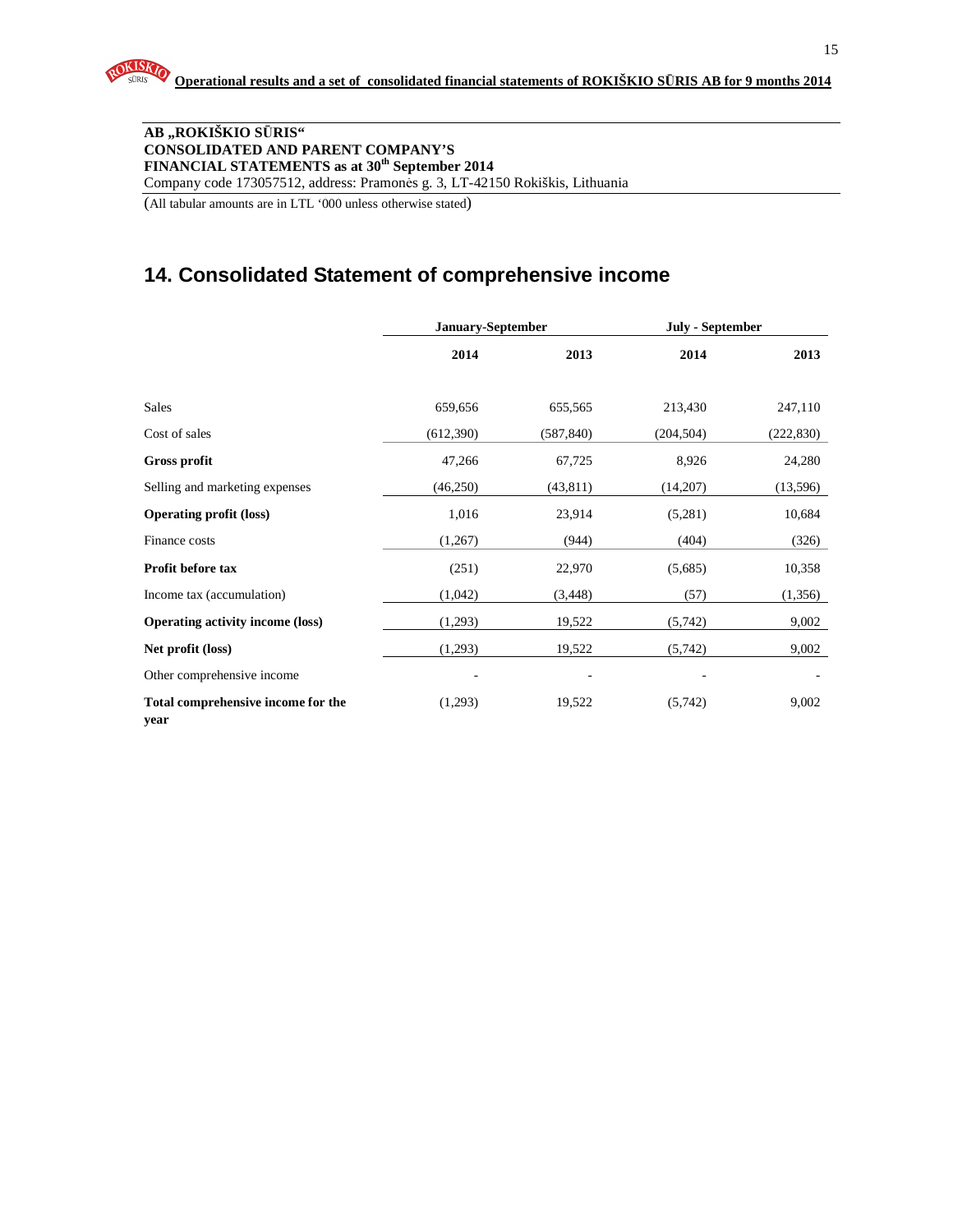**AB „ROKIŠKIO SŪRIS“**
**CONSOLIDATED AND PARENT COMPANY’S**
**FINANCIAL STATEMENTS as at 30th September 2014**
Company code 173057512, address: Pramonės g. 3, LT-42150 Rokiškis, Lithuania

(All tabular amounts are in LTL ‘000 unless otherwise stated)

## 14. Consolidated Statement of comprehensive income

| | January-September | | July - September | |
|---|---|---|---|---|
| | **2014** | **2013** | **2014** | **2013** |
| Sales | 659,656 | 655,565 | 213,430 | 247,110 |
| Cost of sales | (612,390) | (587,840) | (204,504) | (222,830) |
| **Gross profit** | 47,266 | 67,725 | 8,926 | 24,280 |
| Selling and marketing expenses | (46,250) | (43,811) | (14,207) | (13,596) |
| **Operating profit (loss)** | 1,016 | 23,914 | (5,281) | 10,684 |
| Finance costs | (1,267) | (944) | (404) | (326) |
| **Profit before tax** | (251) | 22,970 | (5,685) | 10,358 |
| Income tax (accumulation) | (1,042) | (3,448) | (57) | (1,356) |
| **Operating activity income (loss)** | (1,293) | 19,522 | (5,742) | 9,002 |
| **Net profit (loss)** | (1,293) | 19,522 | (5,742) | 9,002 |
| Other comprehensive income | - | - | - | - |
| **Total comprehensive income for the year** | (1,293) | 19,522 | (5,742) | 9,002 |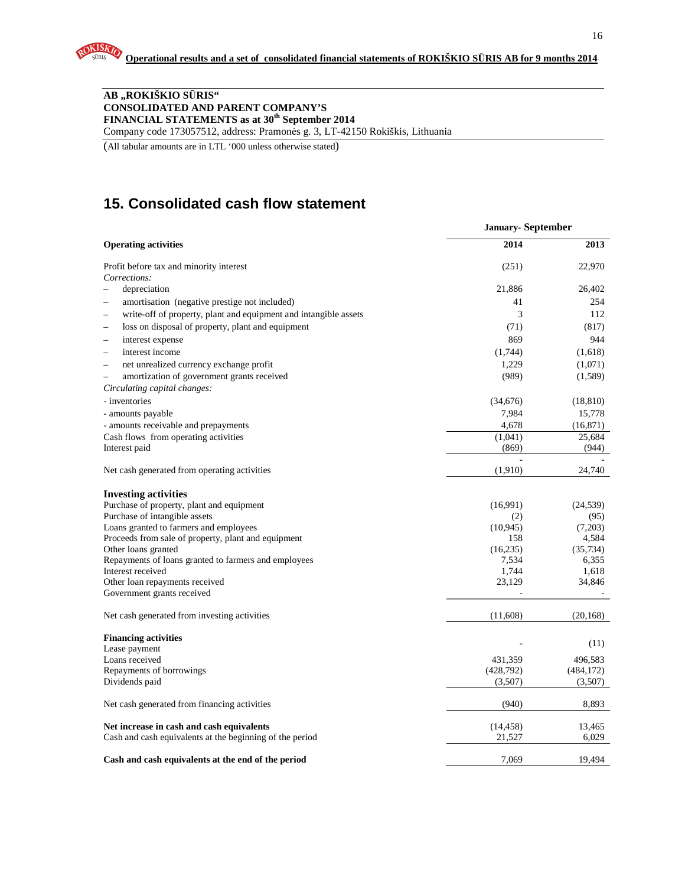**AB „ROKIŠKIO SŪRIS“**
**CONSOLIDATED AND PARENT COMPANY'S**
**FINANCIAL STATEMENTS as at 30th September 2014**
Company code 173057512, address: Pramonės g. 3, LT-42150 Rokiškis, Lithuania

(All tabular amounts are in LTL '000 unless otherwise stated)

# 15. Consolidated cash flow statement

| | January- September | |
|---|---|---|
| **Operating activities** | **2014** | **2013** |
| Profit before tax and minority interest | (251) | 22,970 |
| *Corrections:* | | |
| – depreciation | 21,886 | 26,402 |
| – amortisation (negative prestige not included) | 41 | 254 |
| – write-off of property, plant and equipment and intangible assets | 3 | 112 |
| – loss on disposal of property, plant and equipment | (71) | (817) |
| – interest expense | 869 | 944 |
| – interest income | (1,744) | (1,618) |
| – net unrealized currency exchange profit | 1,229 | (1,071) |
| – amortization of government grants received | (989) | (1,589) |
| *Circulating capital changes:* | | |
| - inventories | (34,676) | (18,810) |
| - amounts payable | 7,984 | 15,778 |
| - amounts receivable and prepayments | 4,678 | (16,871) |
| Cash flows from operating activities | (1,041) | 25,684 |
| Interest paid | (869) | (944) |
| | - | - |
| Net cash generated from operating activities | (1,910) | 24,740 |
| **Investing activities** | | |
| Purchase of property, plant and equipment | (16,991) | (24,539) |
| Purchase of intangible assets | (2) | (95) |
| Loans granted to farmers and employees | (10,945) | (7,203) |
| Proceeds from sale of property, plant and equipment | 158 | 4,584 |
| Other loans granted | (16,235) | (35,734) |
| Repayments of loans granted to farmers and employees | 7,534 | 6,355 |
| Interest received | 1,744 | 1,618 |
| Other loan repayments received | 23,129 | 34,846 |
| Government grants received | - | - |
| Net cash generated from investing activities | (11,608) | (20,168) |
| **Financing activities** | | |
| Lease payment | - | (11) |
| Loans received | 431,359 | 496,583 |
| Repayments of borrowings | (428,792) | (484,172) |
| Dividends paid | (3,507) | (3,507) |
| Net cash generated from financing activities | (940) | 8,893 |
| **Net increase in cash and cash equivalents** | (14,458) | 13,465 |
| Cash and cash equivalents at the beginning of the period | 21,527 | 6,029 |
| **Cash and cash equivalents at the end of the period** | 7,069 | 19,494 |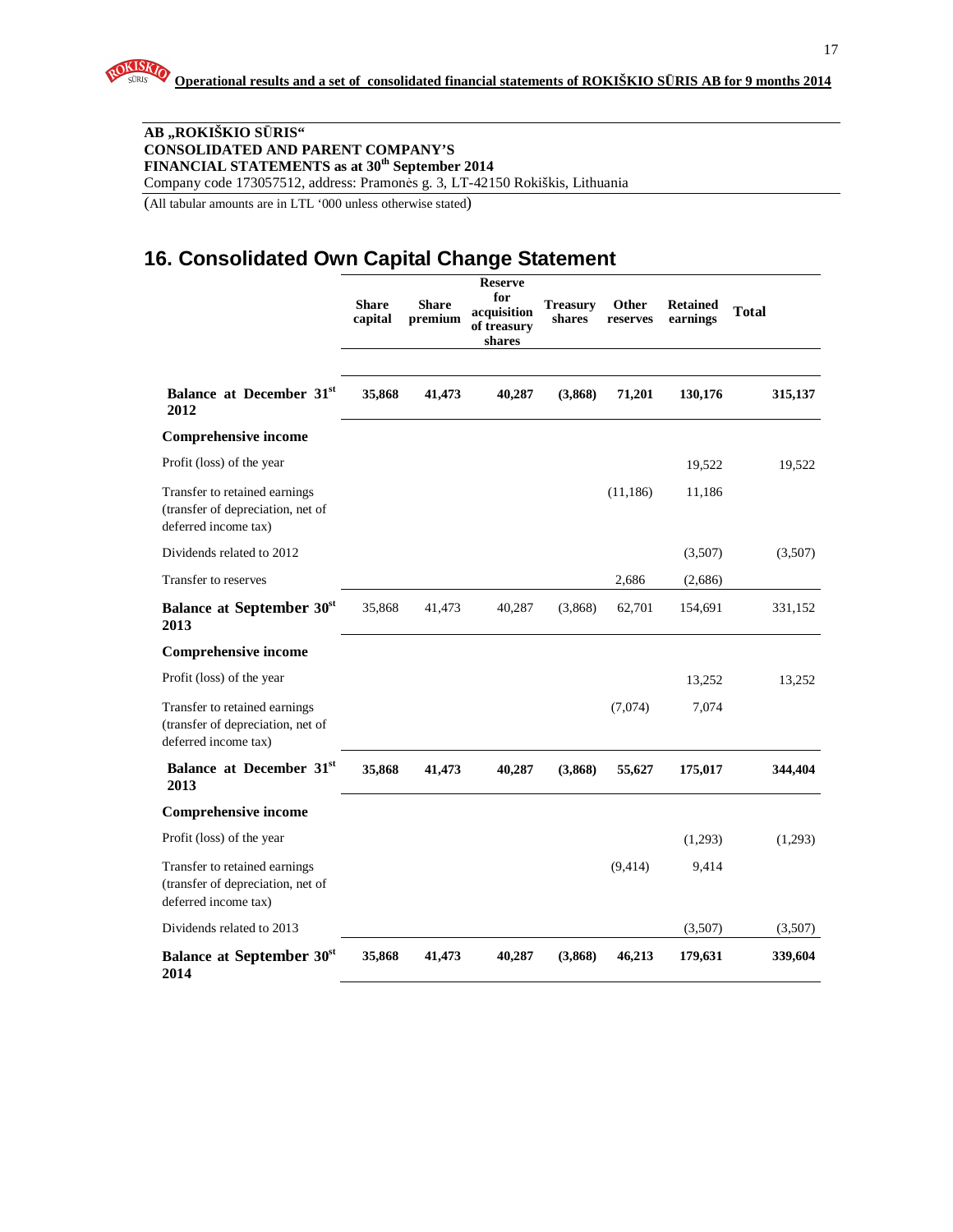**AB „ROKIŠKIO SŪRIS“**
**CONSOLIDATED AND PARENT COMPANY'S**
**FINANCIAL STATEMENTS as at 30th September 2014**
Company code 173057512, address: Pramonės g. 3, LT-42150 Rokiškis, Lithuania

(All tabular amounts are in LTL '000 unless otherwise stated)

# 16. Consolidated Own Capital Change Statement

| | Share capital | Share premium | Reserve for acquisition of treasury shares | Treasury shares | Other reserves | Retained earnings | Total |
|---|---|---|---|---|---|---|---|
| **Balance at December 31st 2012** | **35,868** | **41,473** | **40,287** | **(3,868)** | **71,201** | **130,176** | **315,137** |
| **Comprehensive income** | | | | | | | |
| Profit (loss) of the year | | | | | | 19,522 | 19,522 |
| Transfer to retained earnings (transfer of depreciation, net of deferred income tax) | | | | | (11,186) | 11,186 | |
| Dividends related to 2012 | | | | | | (3,507) | (3,507) |
| Transfer to reserves | | | | | 2,686 | (2,686) | |
| **Balance at September 30st 2013** | 35,868 | 41,473 | 40,287 | (3,868) | 62,701 | 154,691 | 331,152 |
| **Comprehensive income** | | | | | | | |
| Profit (loss) of the year | | | | | | 13,252 | 13,252 |
| Transfer to retained earnings (transfer of depreciation, net of deferred income tax) | | | | | (7,074) | 7,074 | |
| **Balance at December 31st 2013** | **35,868** | **41,473** | **40,287** | **(3,868)** | **55,627** | **175,017** | **344,404** |
| **Comprehensive income** | | | | | | | |
| Profit (loss) of the year | | | | | | (1,293) | (1,293) |
| Transfer to retained earnings (transfer of depreciation, net of deferred income tax) | | | | | (9,414) | 9,414 | |
| Dividends related to 2013 | | | | | | (3,507) | (3,507) |
| **Balance at September 30st 2014** | **35,868** | **41,473** | **40,287** | **(3,868)** | **46,213** | **179,631** | **339,604** |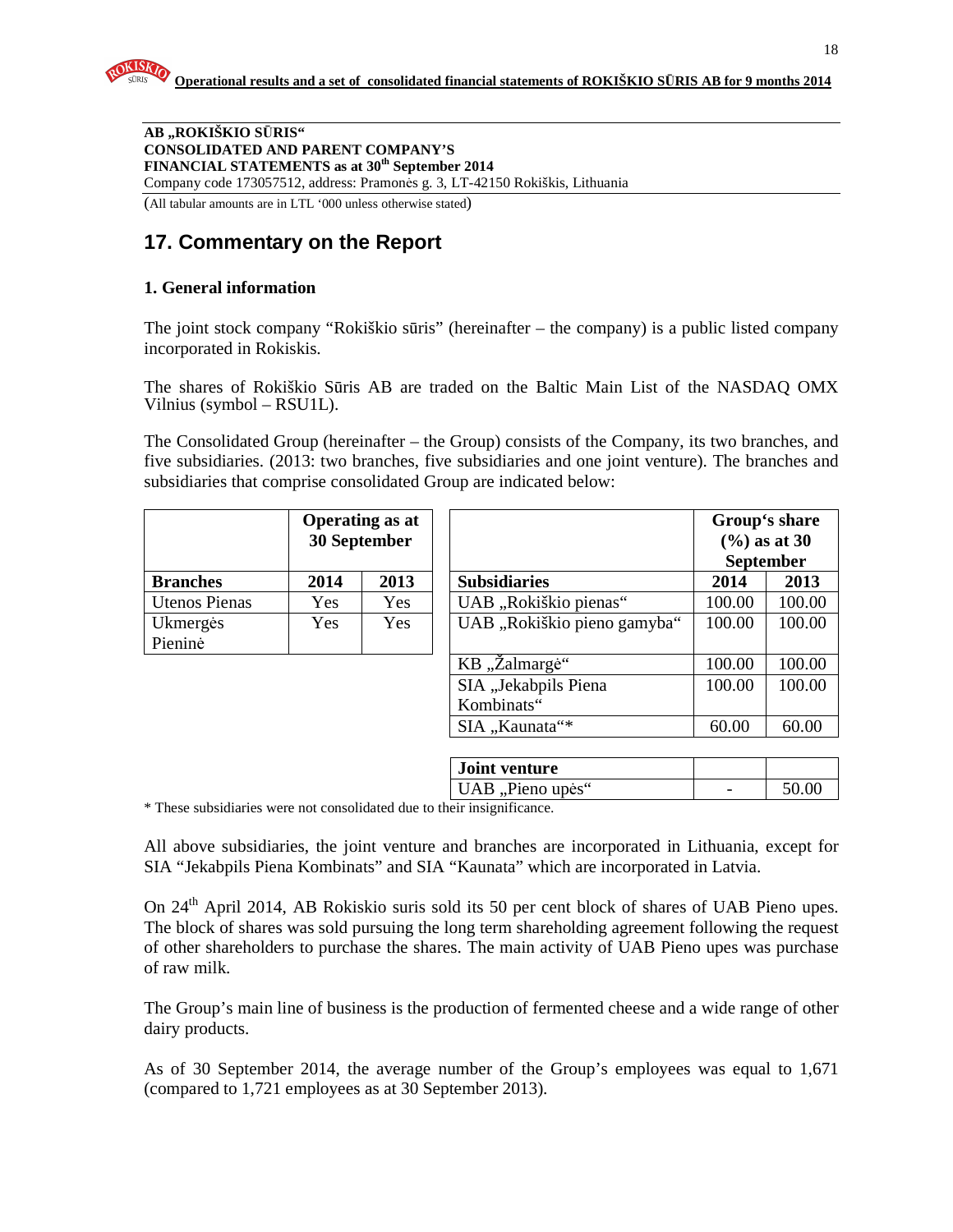**AB „ROKIŠKIO SŪRIS“**
**CONSOLIDATED AND PARENT COMPANY'S**
**FINANCIAL STATEMENTS as at 30th September 2014**
Company code 173057512, address: Pramonės g. 3, LT-42150 Rokiškis, Lithuania

(All tabular amounts are in LTL '000 unless otherwise stated)

## 17. Commentary on the Report

### 1. General information

The joint stock company "Rokiškio sūris" (hereinafter – the company) is a public listed company incorporated in Rokiskis.

The shares of Rokiškio Sūris AB are traded on the Baltic Main List of the NASDAQ OMX Vilnius (symbol – RSU1L).

The Consolidated Group (hereinafter – the Group) consists of the Company, its two branches, and five subsidiaries. (2013: two branches, five subsidiaries and one joint venture). The branches and subsidiaries that comprise consolidated Group are indicated below:

| | Operating as at 30 September | |
|---|---|---|
| **Branches** | **2014** | **2013** |
| Utenos Pienas | Yes | Yes |
| Ukmergės Pieninė | Yes | Yes |

| | Group's share (%) as at 30 September | |
|---|---|---|
| **Subsidiaries** | **2014** | **2013** |
| UAB „Rokiškio pienas“ | 100.00 | 100.00 |
| UAB „Rokiškio pieno gamyba“ | 100.00 | 100.00 |
| KB „Žalmargė“ | 100.00 | 100.00 |
| SIA „Jekabpils Piena Kombinats“ | 100.00 | 100.00 |
| SIA „Kaunata“* | 60.00 | 60.00 |
| **Joint venture** | | |
| UAB „Pieno upės“ | - | 50.00 |

* These subsidiaries were not consolidated due to their insignificance.

All above subsidiaries, the joint venture and branches are incorporated in Lithuania, except for SIA "Jekabpils Piena Kombinats" and SIA "Kaunata" which are incorporated in Latvia.

On 24th April 2014, AB Rokiskio suris sold its 50 per cent block of shares of UAB Pieno upes. The block of shares was sold pursuing the long term shareholding agreement following the request of other shareholders to purchase the shares. The main activity of UAB Pieno upes was purchase of raw milk.

The Group's main line of business is the production of fermented cheese and a wide range of other dairy products.

As of 30 September 2014, the average number of the Group's employees was equal to 1,671 (compared to 1,721 employees as at 30 September 2013).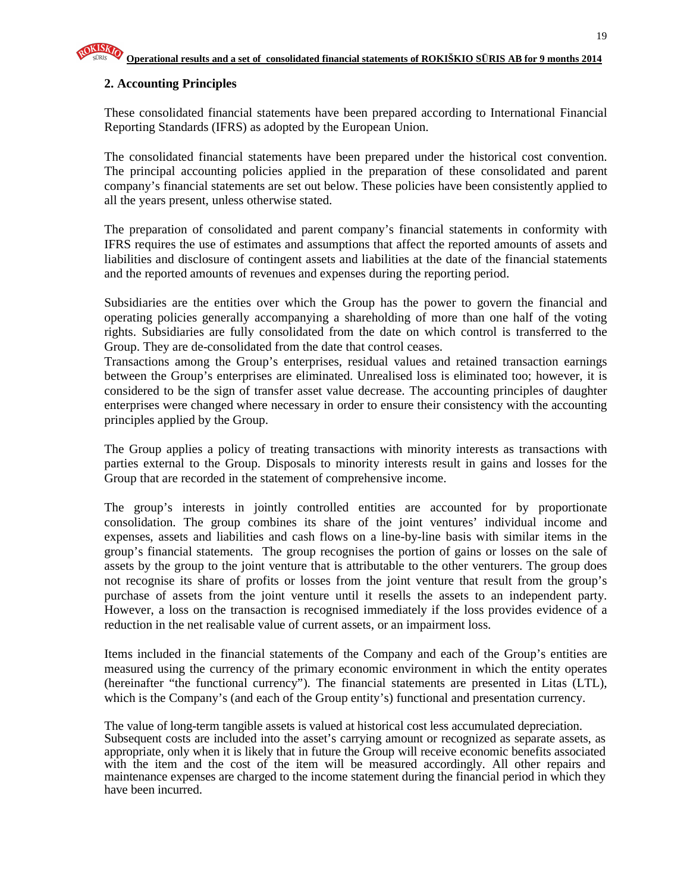## 2. Accounting Principles

These consolidated financial statements have been prepared according to International Financial Reporting Standards (IFRS) as adopted by the European Union.

The consolidated financial statements have been prepared under the historical cost convention. The principal accounting policies applied in the preparation of these consolidated and parent company's financial statements are set out below. These policies have been consistently applied to all the years present, unless otherwise stated.

The preparation of consolidated and parent company's financial statements in conformity with IFRS requires the use of estimates and assumptions that affect the reported amounts of assets and liabilities and disclosure of contingent assets and liabilities at the date of the financial statements and the reported amounts of revenues and expenses during the reporting period.

Subsidiaries are the entities over which the Group has the power to govern the financial and operating policies generally accompanying a shareholding of more than one half of the voting rights. Subsidiaries are fully consolidated from the date on which control is transferred to the Group. They are de-consolidated from the date that control ceases.
Transactions among the Group's enterprises, residual values and retained transaction earnings between the Group's enterprises are eliminated. Unrealised loss is eliminated too; however, it is considered to be the sign of transfer asset value decrease. The accounting principles of daughter enterprises were changed where necessary in order to ensure their consistency with the accounting principles applied by the Group.

The Group applies a policy of treating transactions with minority interests as transactions with parties external to the Group. Disposals to minority interests result in gains and losses for the Group that are recorded in the statement of comprehensive income.

The group's interests in jointly controlled entities are accounted for by proportionate consolidation. The group combines its share of the joint ventures' individual income and expenses, assets and liabilities and cash flows on a line-by-line basis with similar items in the group's financial statements. The group recognises the portion of gains or losses on the sale of assets by the group to the joint venture that is attributable to the other venturers. The group does not recognise its share of profits or losses from the joint venture that result from the group's purchase of assets from the joint venture until it resells the assets to an independent party. However, a loss on the transaction is recognised immediately if the loss provides evidence of a reduction in the net realisable value of current assets, or an impairment loss.

Items included in the financial statements of the Company and each of the Group's entities are measured using the currency of the primary economic environment in which the entity operates (hereinafter "the functional currency"). The financial statements are presented in Litas (LTL), which is the Company's (and each of the Group entity's) functional and presentation currency.

The value of long-term tangible assets is valued at historical cost less accumulated depreciation.
Subsequent costs are included into the asset's carrying amount or recognized as separate assets, as appropriate, only when it is likely that in future the Group will receive economic benefits associated with the item and the cost of the item will be measured accordingly. All other repairs and maintenance expenses are charged to the income statement during the financial period in which they have been incurred.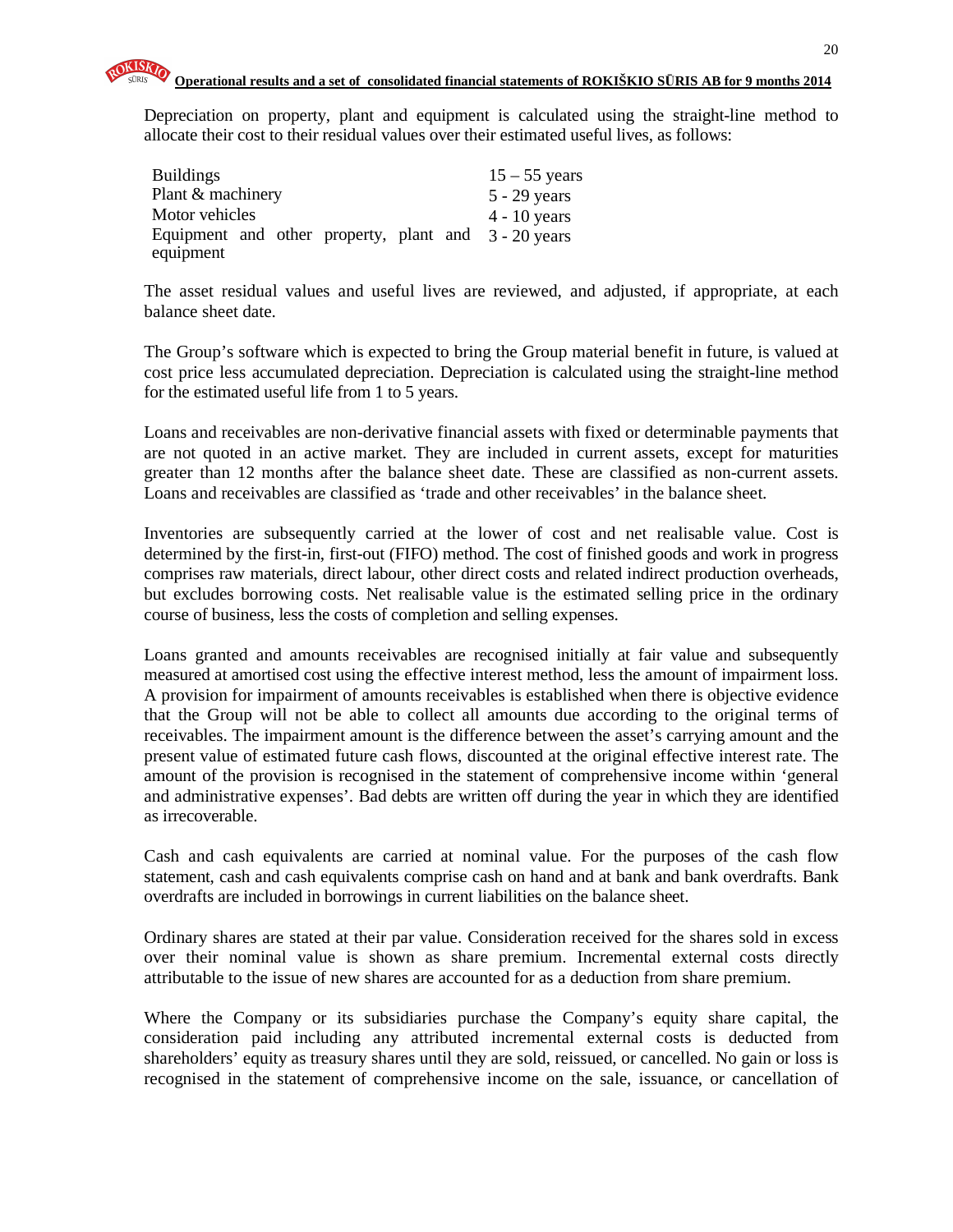Depreciation on property, plant and equipment is calculated using the straight-line method to allocate their cost to their residual values over their estimated useful lives, as follows:

| | |
|---|---|
| Buildings | 15 – 55 years |
| Plant & machinery | 5 - 29 years |
| Motor vehicles | 4 - 10 years |
| Equipment and other property, plant and equipment | 3 - 20 years |

The asset residual values and useful lives are reviewed, and adjusted, if appropriate, at each balance sheet date.

The Group's software which is expected to bring the Group material benefit in future, is valued at cost price less accumulated depreciation. Depreciation is calculated using the straight-line method for the estimated useful life from 1 to 5 years.

Loans and receivables are non-derivative financial assets with fixed or determinable payments that are not quoted in an active market. They are included in current assets, except for maturities greater than 12 months after the balance sheet date. These are classified as non-current assets. Loans and receivables are classified as 'trade and other receivables' in the balance sheet.

Inventories are subsequently carried at the lower of cost and net realisable value. Cost is determined by the first-in, first-out (FIFO) method. The cost of finished goods and work in progress comprises raw materials, direct labour, other direct costs and related indirect production overheads, but excludes borrowing costs. Net realisable value is the estimated selling price in the ordinary course of business, less the costs of completion and selling expenses.

Loans granted and amounts receivables are recognised initially at fair value and subsequently measured at amortised cost using the effective interest method, less the amount of impairment loss. A provision for impairment of amounts receivables is established when there is objective evidence that the Group will not be able to collect all amounts due according to the original terms of receivables. The impairment amount is the difference between the asset's carrying amount and the present value of estimated future cash flows, discounted at the original effective interest rate. The amount of the provision is recognised in the statement of comprehensive income within 'general and administrative expenses'. Bad debts are written off during the year in which they are identified as irrecoverable.

Cash and cash equivalents are carried at nominal value. For the purposes of the cash flow statement, cash and cash equivalents comprise cash on hand and at bank and bank overdrafts. Bank overdrafts are included in borrowings in current liabilities on the balance sheet.

Ordinary shares are stated at their par value. Consideration received for the shares sold in excess over their nominal value is shown as share premium. Incremental external costs directly attributable to the issue of new shares are accounted for as a deduction from share premium.

Where the Company or its subsidiaries purchase the Company's equity share capital, the consideration paid including any attributed incremental external costs is deducted from shareholders' equity as treasury shares until they are sold, reissued, or cancelled. No gain or loss is recognised in the statement of comprehensive income on the sale, issuance, or cancellation of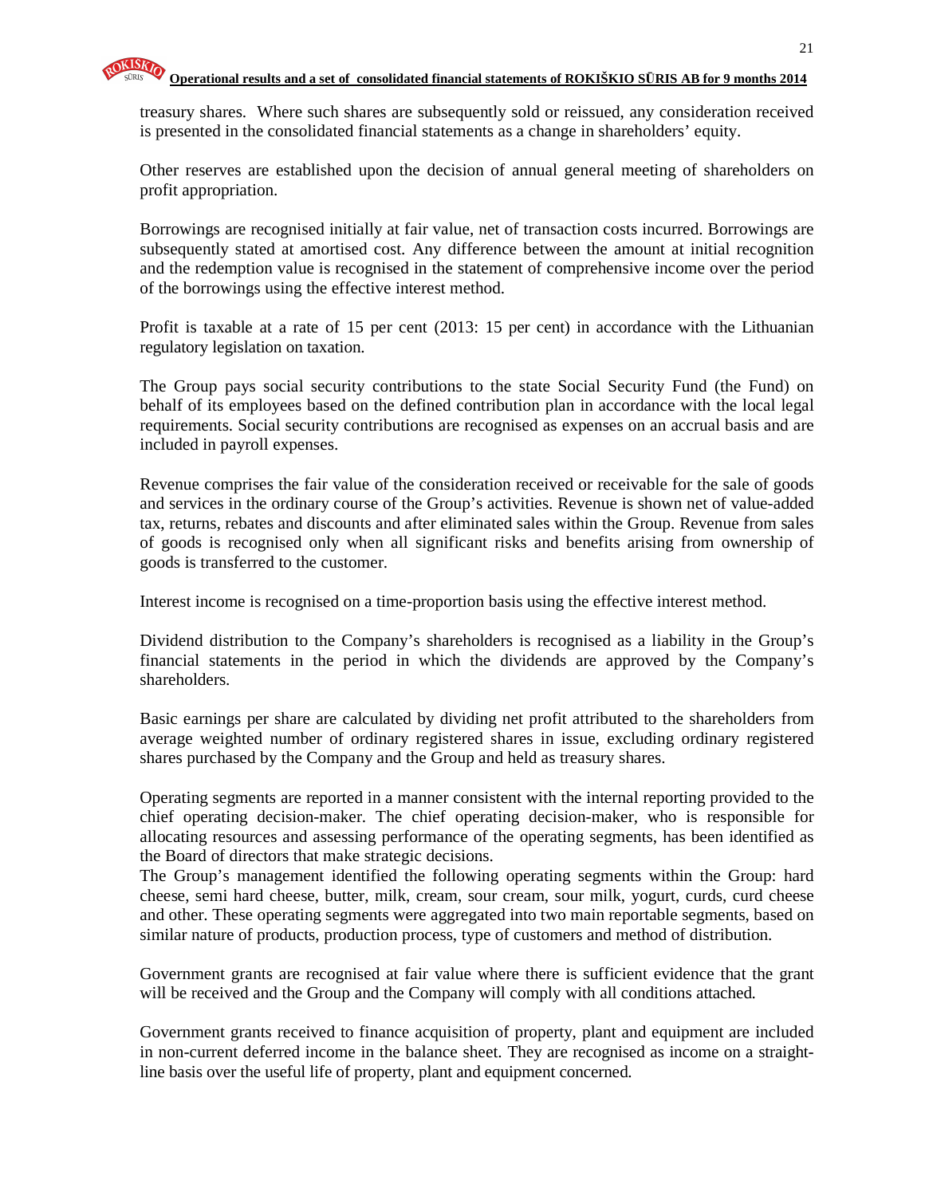treasury shares. Where such shares are subsequently sold or reissued, any consideration received is presented in the consolidated financial statements as a change in shareholders' equity.

Other reserves are established upon the decision of annual general meeting of shareholders on profit appropriation.

Borrowings are recognised initially at fair value, net of transaction costs incurred. Borrowings are subsequently stated at amortised cost. Any difference between the amount at initial recognition and the redemption value is recognised in the statement of comprehensive income over the period of the borrowings using the effective interest method.

Profit is taxable at a rate of 15 per cent (2013: 15 per cent) in accordance with the Lithuanian regulatory legislation on taxation.

The Group pays social security contributions to the state Social Security Fund (the Fund) on behalf of its employees based on the defined contribution plan in accordance with the local legal requirements. Social security contributions are recognised as expenses on an accrual basis and are included in payroll expenses.

Revenue comprises the fair value of the consideration received or receivable for the sale of goods and services in the ordinary course of the Group's activities. Revenue is shown net of value-added tax, returns, rebates and discounts and after eliminated sales within the Group. Revenue from sales of goods is recognised only when all significant risks and benefits arising from ownership of goods is transferred to the customer.

Interest income is recognised on a time-proportion basis using the effective interest method.

Dividend distribution to the Company's shareholders is recognised as a liability in the Group's financial statements in the period in which the dividends are approved by the Company's shareholders.

Basic earnings per share are calculated by dividing net profit attributed to the shareholders from average weighted number of ordinary registered shares in issue, excluding ordinary registered shares purchased by the Company and the Group and held as treasury shares.

Operating segments are reported in a manner consistent with the internal reporting provided to the chief operating decision-maker. The chief operating decision-maker, who is responsible for allocating resources and assessing performance of the operating segments, has been identified as the Board of directors that make strategic decisions.
The Group's management identified the following operating segments within the Group: hard cheese, semi hard cheese, butter, milk, cream, sour cream, sour milk, yogurt, curds, curd cheese and other. These operating segments were aggregated into two main reportable segments, based on similar nature of products, production process, type of customers and method of distribution.

Government grants are recognised at fair value where there is sufficient evidence that the grant will be received and the Group and the Company will comply with all conditions attached.

Government grants received to finance acquisition of property, plant and equipment are included in non-current deferred income in the balance sheet. They are recognised as income on a straight-line basis over the useful life of property, plant and equipment concerned.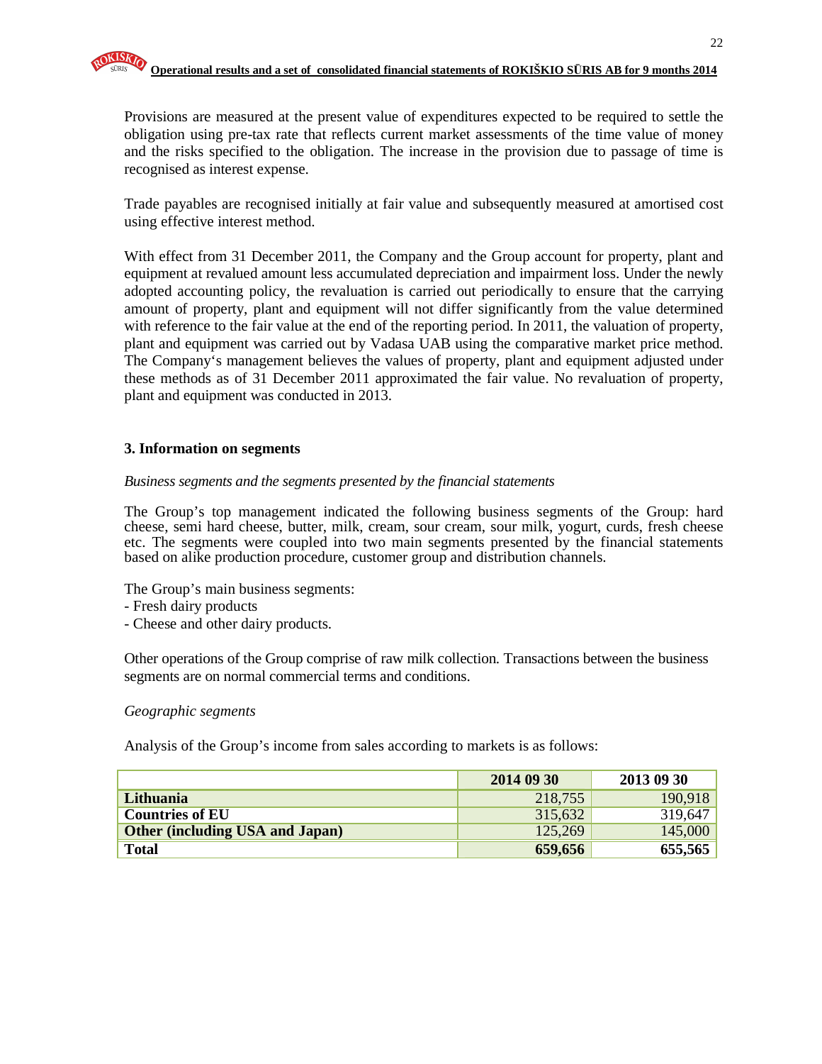Provisions are measured at the present value of expenditures expected to be required to settle the obligation using pre-tax rate that reflects current market assessments of the time value of money and the risks specified to the obligation. The increase in the provision due to passage of time is recognised as interest expense.

Trade payables are recognised initially at fair value and subsequently measured at amortised cost using effective interest method.

With effect from 31 December 2011, the Company and the Group account for property, plant and equipment at revalued amount less accumulated depreciation and impairment loss. Under the newly adopted accounting policy, the revaluation is carried out periodically to ensure that the carrying amount of property, plant and equipment will not differ significantly from the value determined with reference to the fair value at the end of the reporting period. In 2011, the valuation of property, plant and equipment was carried out by Vadasa UAB using the comparative market price method. The Company‘s management believes the values of property, plant and equipment adjusted under these methods as of 31 December 2011 approximated the fair value. No revaluation of property, plant and equipment was conducted in 2013.

## 3. Information on segments

*Business segments and the segments presented by the financial statements*

The Group’s top management indicated the following business segments of the Group: hard cheese, semi hard cheese, butter, milk, cream, sour cream, sour milk, yogurt, curds, fresh cheese etc. The segments were coupled into two main segments presented by the financial statements based on alike production procedure, customer group and distribution channels.

The Group’s main business segments:
- Fresh dairy products
- Cheese and other dairy products.

Other operations of the Group comprise of raw milk collection. Transactions between the business segments are on normal commercial terms and conditions.

*Geographic segments*

Analysis of the Group’s income from sales according to markets is as follows:

| | **2014 09 30** | **2013 09 30** |
|---|---|---|
| **Lithuania** | 218,755 | 190,918 |
| **Countries of EU** | 315,632 | 319,647 |
| **Other (including USA and Japan)** | 125,269 | 145,000 |
| **Total** | **659,656** | **655,565** |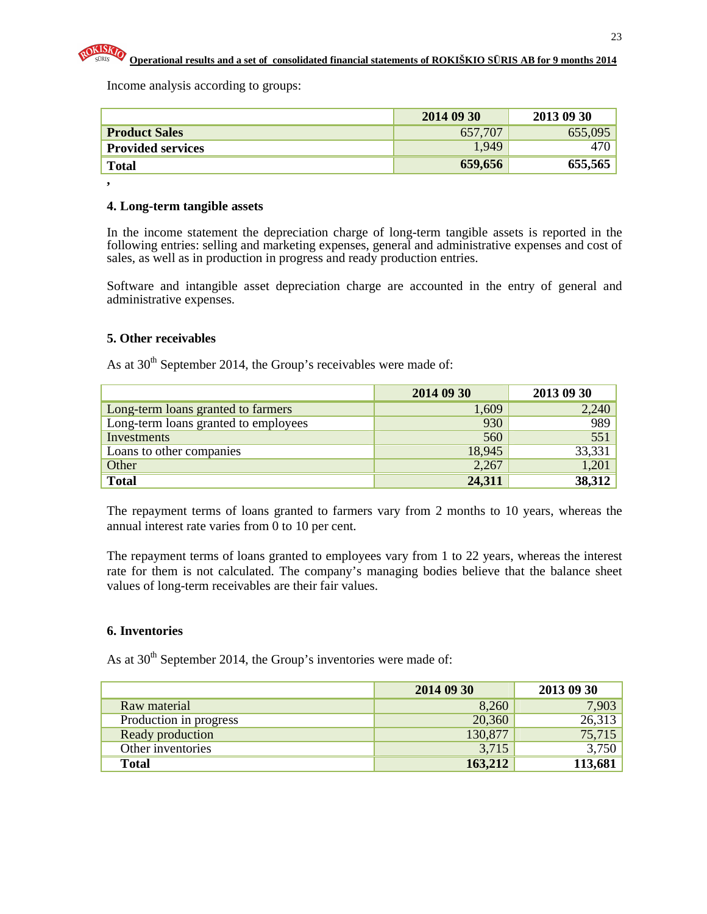Income analysis according to groups:

| | 2014 09 30 | 2013 09 30 |
|---|---|---|
| **Product Sales** | 657,707 | 655,095 |
| **Provided services** | 1,949 | 470 |
| **Total** | **659,656** | **655,565** |

,

### 4. Long-term tangible assets

In the income statement the depreciation charge of long-term tangible assets is reported in the following entries: selling and marketing expenses, general and administrative expenses and cost of sales, as well as in production in progress and ready production entries.

Software and intangible asset depreciation charge are accounted in the entry of general and administrative expenses.

### 5. Other receivables

As at 30th September 2014, the Group's receivables were made of:

| | 2014 09 30 | 2013 09 30 |
|---|---|---|
| Long-term loans granted to farmers | 1,609 | 2,240 |
| Long-term loans granted to employees | 930 | 989 |
| Investments | 560 | 551 |
| Loans to other companies | 18,945 | 33,331 |
| Other | 2,267 | 1,201 |
| **Total** | **24,311** | **38,312** |

The repayment terms of loans granted to farmers vary from 2 months to 10 years, whereas the annual interest rate varies from 0 to 10 per cent.

The repayment terms of loans granted to employees vary from 1 to 22 years, whereas the interest rate for them is not calculated. The company's managing bodies believe that the balance sheet values of long-term receivables are their fair values.

### 6. Inventories

As at 30th September 2014, the Group's inventories were made of:

| | 2014 09 30 | 2013 09 30 |
|---|---|---|
| Raw material | 8,260 | 7,903 |
| Production in progress | 20,360 | 26,313 |
| Ready production | 130,877 | 75,715 |
| Other inventories | 3,715 | 3,750 |
| **Total** | **163,212** | **113,681** |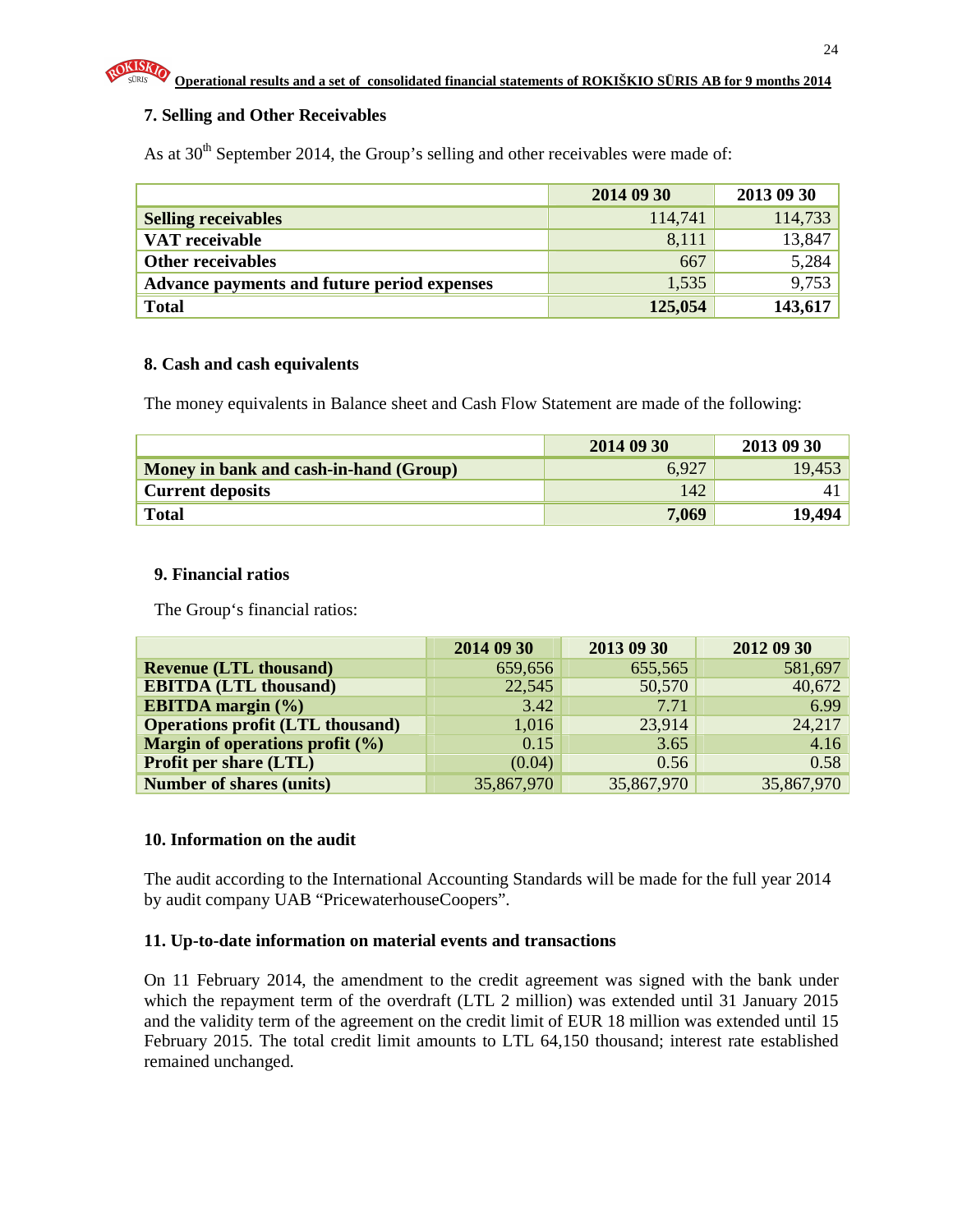## 7. Selling and Other Receivables

As at 30th September 2014, the Group's selling and other receivables were made of:

| | 2014 09 30 | 2013 09 30 |
|---|---|---|
| **Selling receivables** | 114,741 | 114,733 |
| **VAT receivable** | 8,111 | 13,847 |
| **Other receivables** | 667 | 5,284 |
| **Advance payments and future period expenses** | 1,535 | 9,753 |
| **Total** | **125,054** | **143,617** |

## 8. Cash and cash equivalents

The money equivalents in Balance sheet and Cash Flow Statement are made of the following:

| | 2014 09 30 | 2013 09 30 |
|---|---|---|
| **Money in bank and cash-in-hand (Group)** | 6,927 | 19,453 |
| **Current deposits** | 142 | 41 |
| **Total** | **7,069** | **19,494** |

## 9. Financial ratios

The Group's financial ratios:

| | 2014 09 30 | 2013 09 30 | 2012 09 30 |
|---|---|---|---|
| **Revenue (LTL thousand)** | 659,656 | 655,565 | 581,697 |
| **EBITDA (LTL thousand)** | 22,545 | 50,570 | 40,672 |
| **EBITDA margin (%)** | 3.42 | 7.71 | 6.99 |
| **Operations profit (LTL thousand)** | 1,016 | 23,914 | 24,217 |
| **Margin of operations profit (%)** | 0.15 | 3.65 | 4.16 |
| **Profit per share (LTL)** | (0.04) | 0.56 | 0.58 |
| **Number of shares (units)** | 35,867,970 | 35,867,970 | 35,867,970 |

## 10. Information on the audit

The audit according to the International Accounting Standards will be made for the full year 2014 by audit company UAB "PricewaterhouseCoopers".

## 11. Up-to-date information on material events and transactions

On 11 February 2014, the amendment to the credit agreement was signed with the bank under which the repayment term of the overdraft (LTL 2 million) was extended until 31 January 2015 and the validity term of the agreement on the credit limit of EUR 18 million was extended until 15 February 2015. The total credit limit amounts to LTL 64,150 thousand; interest rate established remained unchanged.